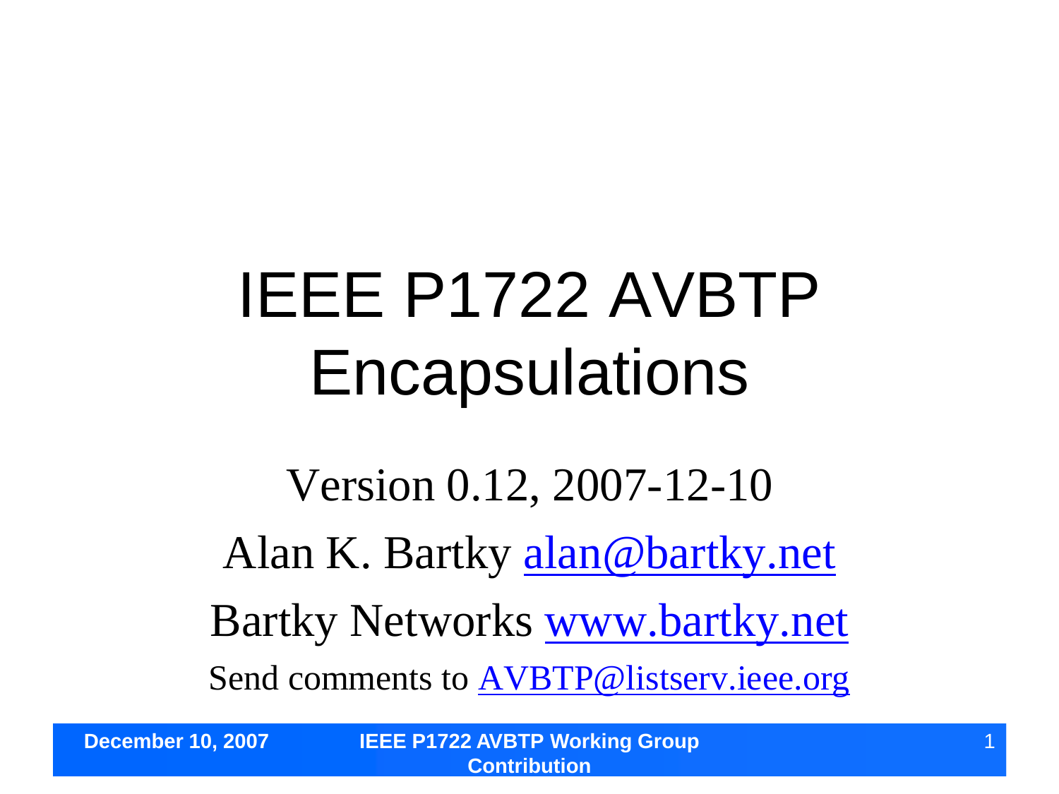# IEEE P1722 AVBTP Encapsulations

Version 0.12, 2007-12-10

Alan K. Bartky alan@bartky.net

Bartky Networks www.bartky.net

Send comments to AVBTP@listserv.ieee.org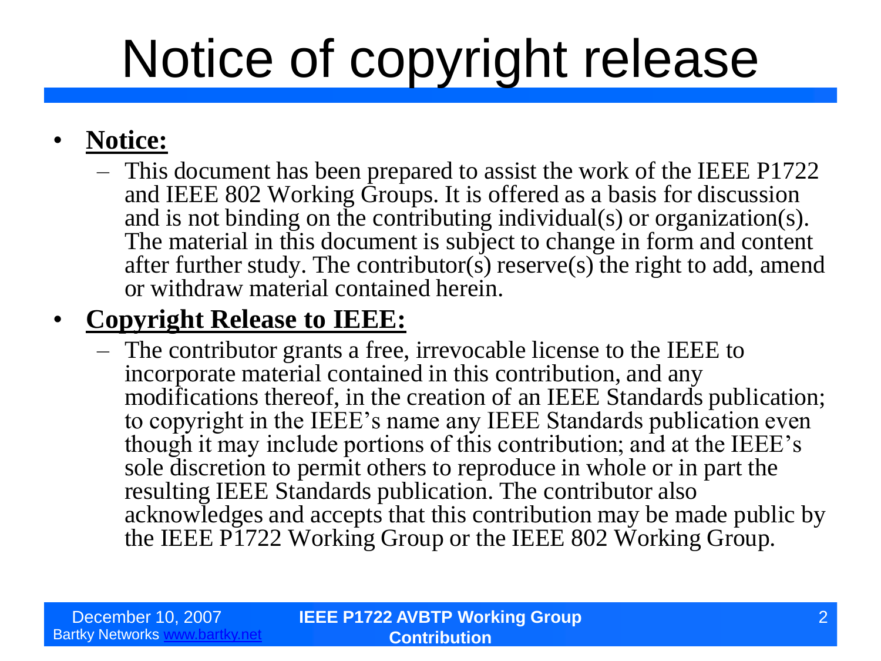# Notice of copyright release

- **Notice:**
  - This document has been prepared to assist the work of the IEEE P1722 and IEEE 802 Working Groups. It is offered as a basis for discussion and is not binding on the contributing individual(s) or organization(s). The material in this document is subject to change in form and content after further study. The contributor(s) reserve(s) the right to add, amend or withdraw material contained herein.
- **Copyright Release to IEEE:**
  - The contributor grants a free, irrevocable license to the IEEE to incorporate material contained in this contribution, and any modifications thereof, in the creation of an IEEE Standards publication; to copyright in the IEEE's name any IEEE Standards publication even though it may include portions of this contribution; and at the IEEE's sole discretion to permit others to reproduce in whole or in part the resulting IEEE Standards publication. The contributor also acknowledges and accepts that this contribution may be made public by the IEEE P1722 Working Group or the IEEE 802 Working Group.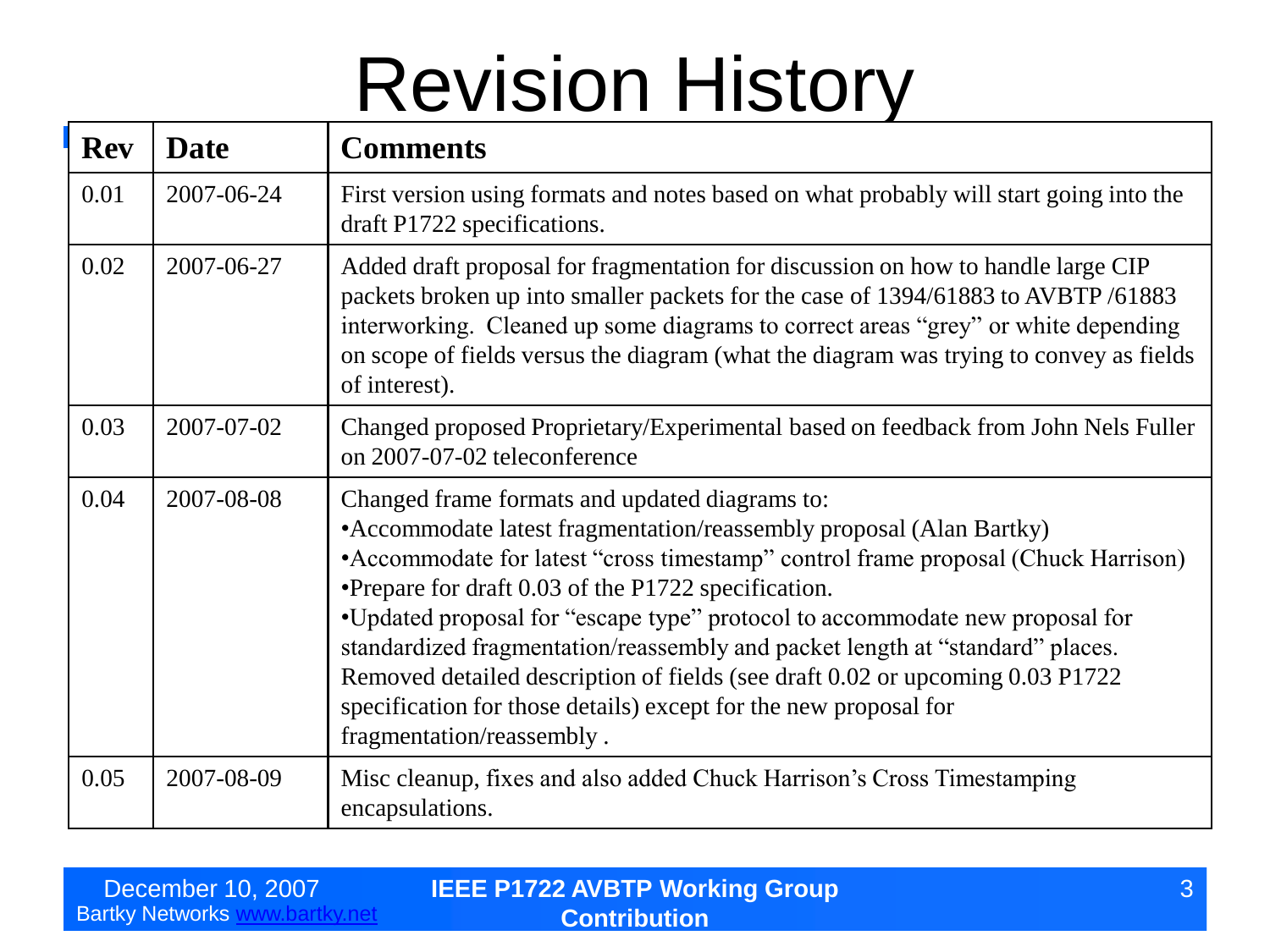# Revision History

| Rev | Date | Comments |
|---|---|---|
| 0.01 | 2007-06-24 | First version using formats and notes based on what probably will start going into the draft P1722 specifications. |
| 0.02 | 2007-06-27 | Added draft proposal for fragmentation for discussion on how to handle large CIP packets broken up into smaller packets for the case of 1394/61883 to AVBTP /61883 interworking. Cleaned up some diagrams to correct areas "grey" or white depending on scope of fields versus the diagram (what the diagram was trying to convey as fields of interest). |
| 0.03 | 2007-07-02 | Changed proposed Proprietary/Experimental based on feedback from John Nels Fuller on 2007-07-02 teleconference |
| 0.04 | 2007-08-08 | Changed frame formats and updated diagrams to:<br>•Accommodate latest fragmentation/reassembly proposal (Alan Bartky)<br>•Accommodate for latest "cross timestamp" control frame proposal (Chuck Harrison)<br>•Prepare for draft 0.03 of the P1722 specification.<br>•Updated proposal for "escape type" protocol to accommodate new proposal for standardized fragmentation/reassembly and packet length at "standard" places. Removed detailed description of fields (see draft 0.02 or upcoming 0.03 P1722 specification for those details) except for the new proposal for fragmentation/reassembly . |
| 0.05 | 2007-08-09 | Misc cleanup, fixes and also added Chuck Harrison's Cross Timestamping encapsulations. |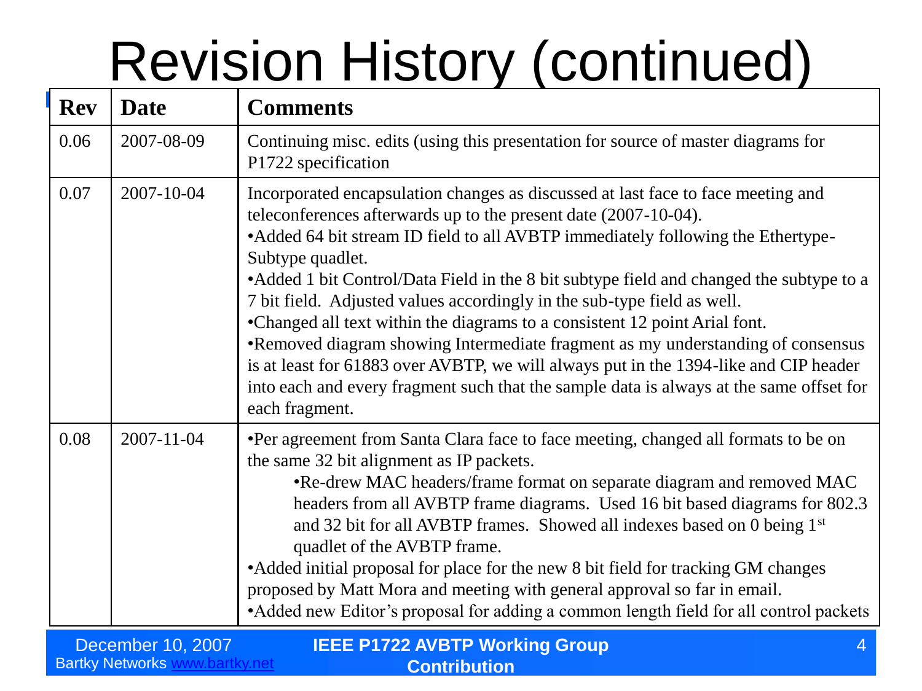# Revision History (continued)

| Rev | Date | Comments |
|---|---|---|
| 0.06 | 2007-08-09 | Continuing misc. edits (using this presentation for source of master diagrams for P1722 specification |
| 0.07 | 2007-10-04 | Incorporated encapsulation changes as discussed at last face to face meeting and teleconferences afterwards up to the present date (2007-10-04).<br>•Added 64 bit stream ID field to all AVBTP immediately following the Ethertype-Subtype quadlet.<br>•Added 1 bit Control/Data Field in the 8 bit subtype field and changed the subtype to a 7 bit field. Adjusted values accordingly in the sub-type field as well.<br>•Changed all text within the diagrams to a consistent 12 point Arial font.<br>•Removed diagram showing Intermediate fragment as my understanding of consensus is at least for 61883 over AVBTP, we will always put in the 1394-like and CIP header into each and every fragment such that the sample data is always at the same offset for each fragment. |
| 0.08 | 2007-11-04 | •Per agreement from Santa Clara face to face meeting, changed all formats to be on the same 32 bit alignment as IP packets.<br>&nbsp;&nbsp;&nbsp;&nbsp;•Re-drew MAC headers/frame format on separate diagram and removed MAC headers from all AVBTP frame diagrams. Used 16 bit based diagrams for 802.3 and 32 bit for all AVBTP frames. Showed all indexes based on 0 being 1st quadlet of the AVBTP frame.<br>•Added initial proposal for place for the new 8 bit field for tracking GM changes proposed by Matt Mora and meeting with general approval so far in email.<br>•Added new Editor's proposal for adding a common length field for all control packets |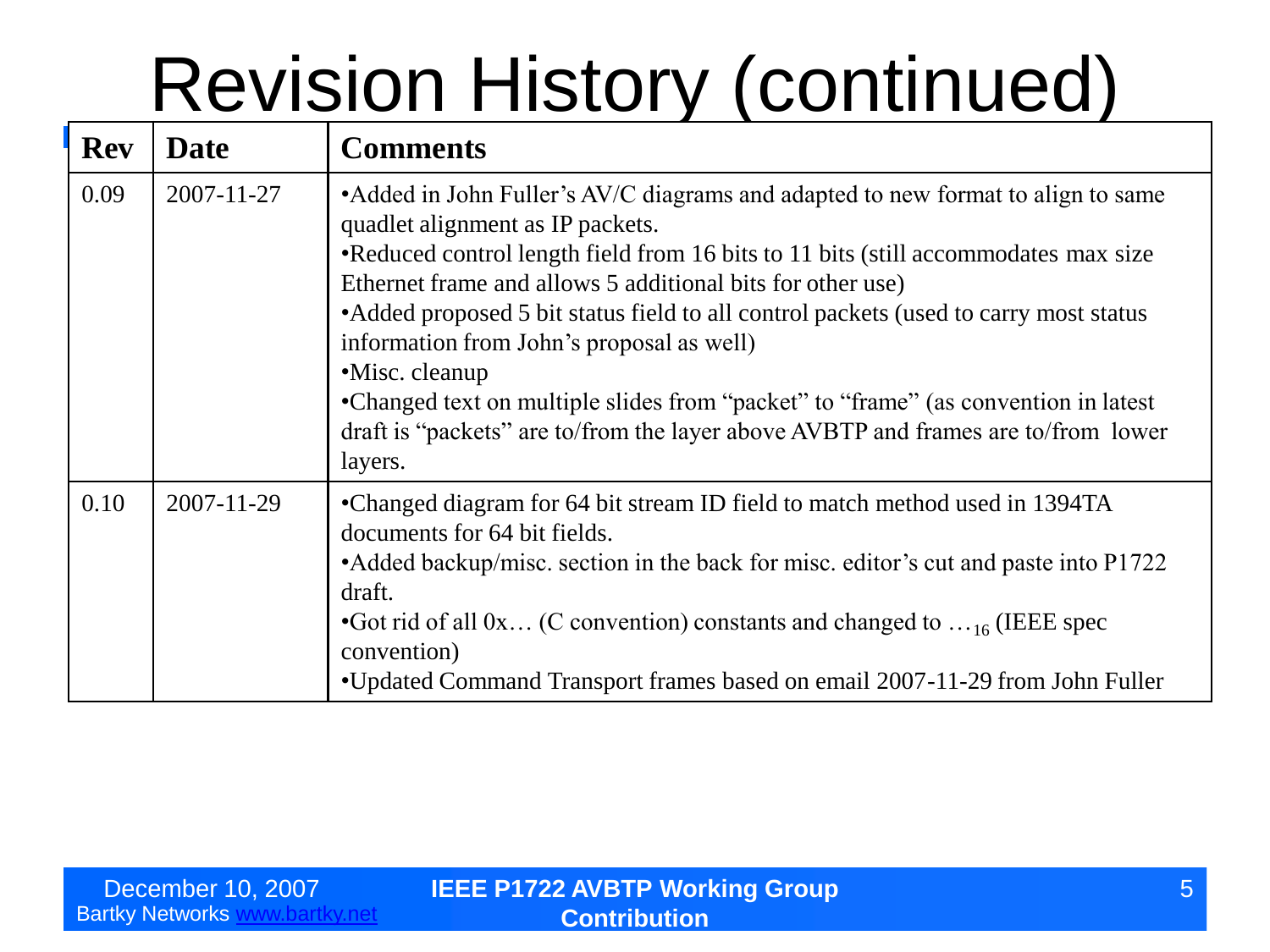# Revision History (continued)

| Rev | Date | Comments |
|---|---|---|
| 0.09 | 2007-11-27 | •Added in John Fuller's AV/C diagrams and adapted to new format to align to same quadlet alignment as IP packets.<br>•Reduced control length field from 16 bits to 11 bits (still accommodates max size Ethernet frame and allows 5 additional bits for other use)<br>•Added proposed 5 bit status field to all control packets (used to carry most status information from John's proposal as well)<br>•Misc. cleanup<br>•Changed text on multiple slides from "packet" to "frame" (as convention in latest draft is "packets" are to/from the layer above AVBTP and frames are to/from lower layers. |
| 0.10 | 2007-11-29 | •Changed diagram for 64 bit stream ID field to match method used in 1394TA documents for 64 bit fields.<br>•Added backup/misc. section in the back for misc. editor's cut and paste into P1722 draft.<br>•Got rid of all 0x… (C convention) constants and changed to $\ldots_{16}$ (IEEE spec convention)<br>•Updated Command Transport frames based on email 2007-11-29 from John Fuller |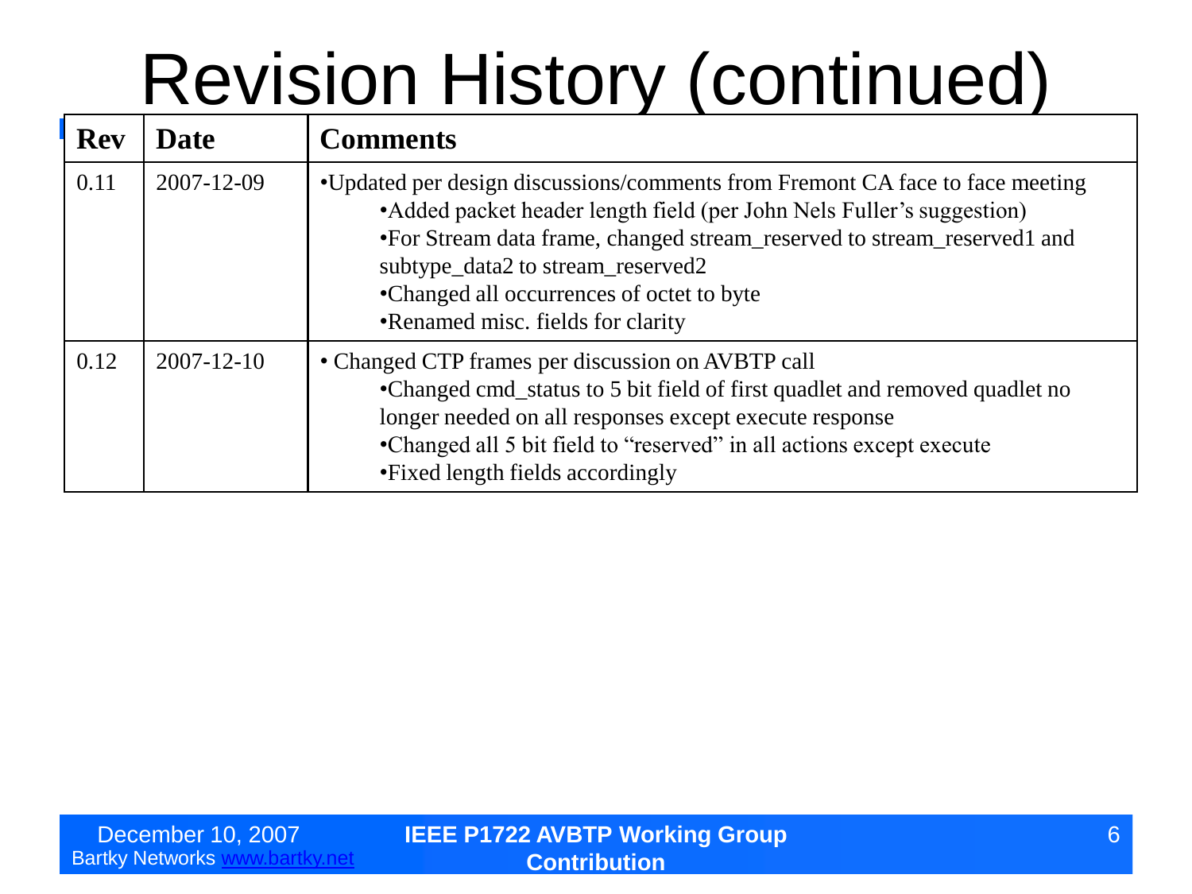# Revision History (continued)

| Rev | Date | Comments |
|---|---|---|
| 0.11 | 2007-12-09 | •Updated per design discussions/comments from Fremont CA face to face meeting<br>•Added packet header length field (per John Nels Fuller's suggestion)<br>•For Stream data frame, changed stream_reserved to stream_reserved1 and subtype_data2 to stream_reserved2<br>•Changed all occurrences of octet to byte<br>•Renamed misc. fields for clarity |
| 0.12 | 2007-12-10 | • Changed CTP frames per discussion on AVBTP call<br>•Changed cmd_status to 5 bit field of first quadlet and removed quadlet no longer needed on all responses except execute response<br>•Changed all 5 bit field to "reserved" in all actions except execute<br>•Fixed length fields accordingly |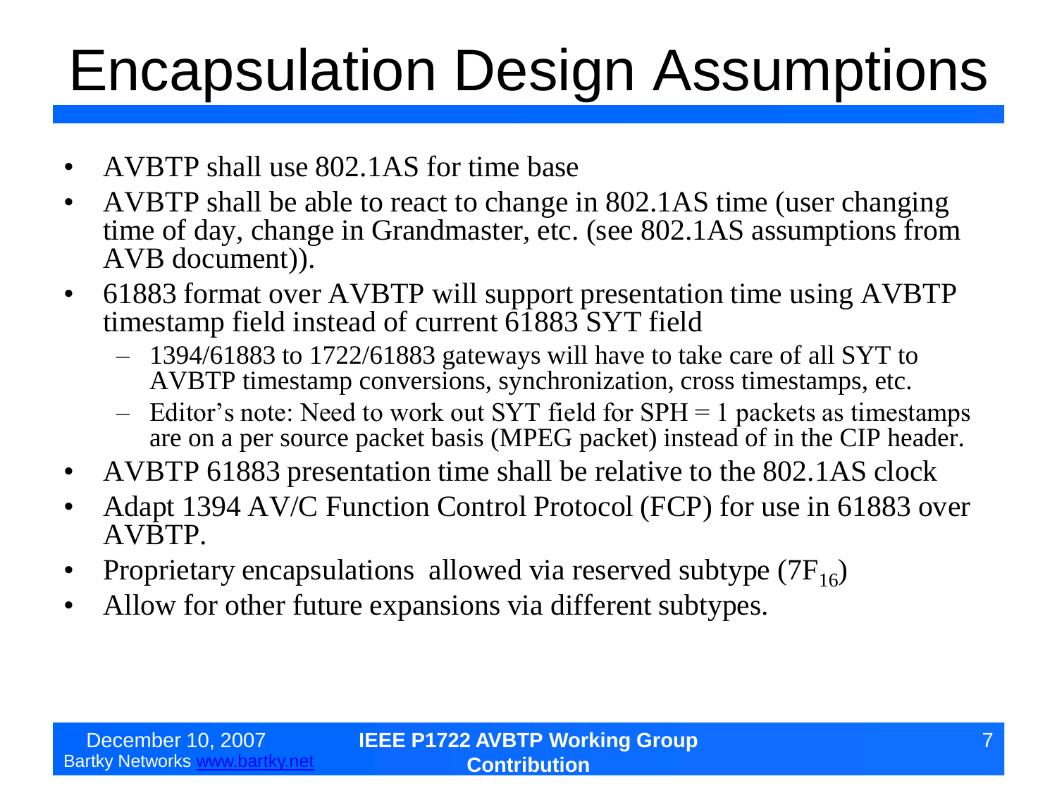# Encapsulation Design Assumptions

- AVBTP shall use 802.1AS for time base
- AVBTP shall be able to react to change in 802.1AS time (user changing time of day, change in Grandmaster, etc. (see 802.1AS assumptions from AVB document)).
- 61883 format over AVBTP will support presentation time using AVBTP timestamp field instead of current 61883 SYT field
  - 1394/61883 to 1722/61883 gateways will have to take care of all SYT to AVBTP timestamp conversions, synchronization, cross timestamps, etc.
  - Editor's note: Need to work out SYT field for SPH = 1 packets as timestamps are on a per source packet basis (MPEG packet) instead of in the CIP header.
- AVBTP 61883 presentation time shall be relative to the 802.1AS clock
- Adapt 1394 AV/C Function Control Protocol (FCP) for use in 61883 over AVBTP.
- Proprietary encapsulations allowed via reserved subtype ($7F_{16}$)
- Allow for other future expansions via different subtypes.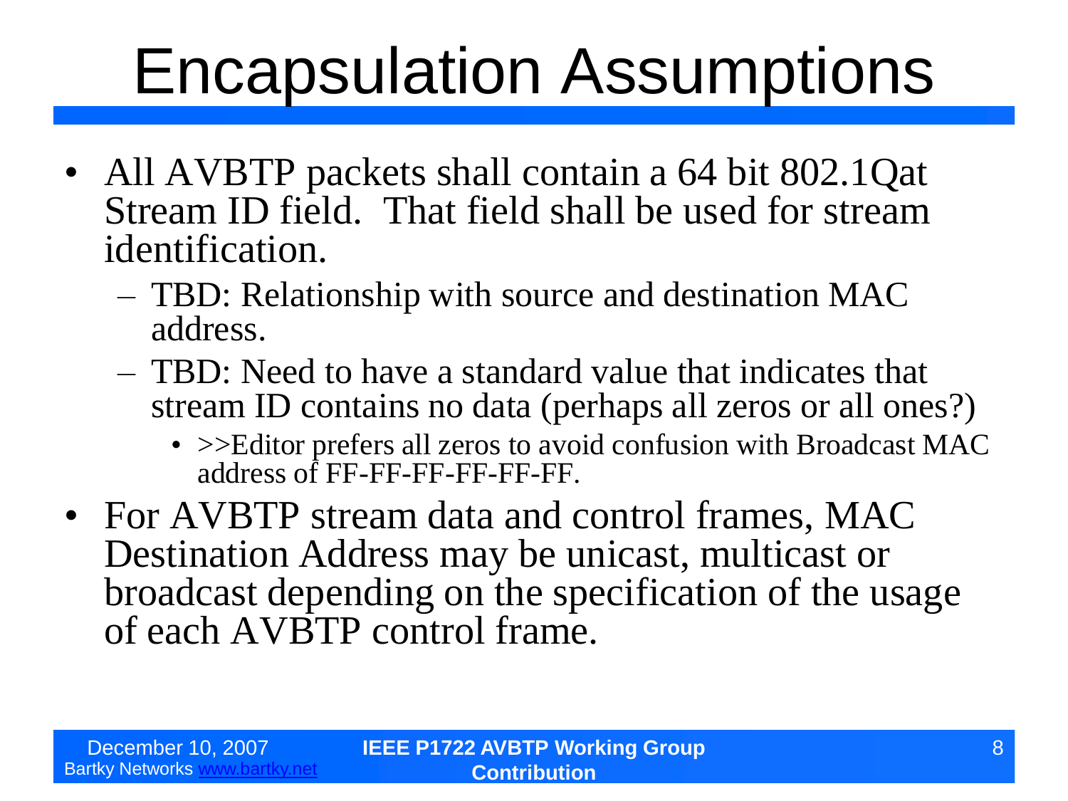# Encapsulation Assumptions

- All AVBTP packets shall contain a 64 bit 802.1Qat Stream ID field. That field shall be used for stream identification.
  - TBD: Relationship with source and destination MAC address.
  - TBD: Need to have a standard value that indicates that stream ID contains no data (perhaps all zeros or all ones?)
    - >>Editor prefers all zeros to avoid confusion with Broadcast MAC address of FF-FF-FF-FF-FF-FF.
- For AVBTP stream data and control frames, MAC Destination Address may be unicast, multicast or broadcast depending on the specification of the usage of each AVBTP control frame.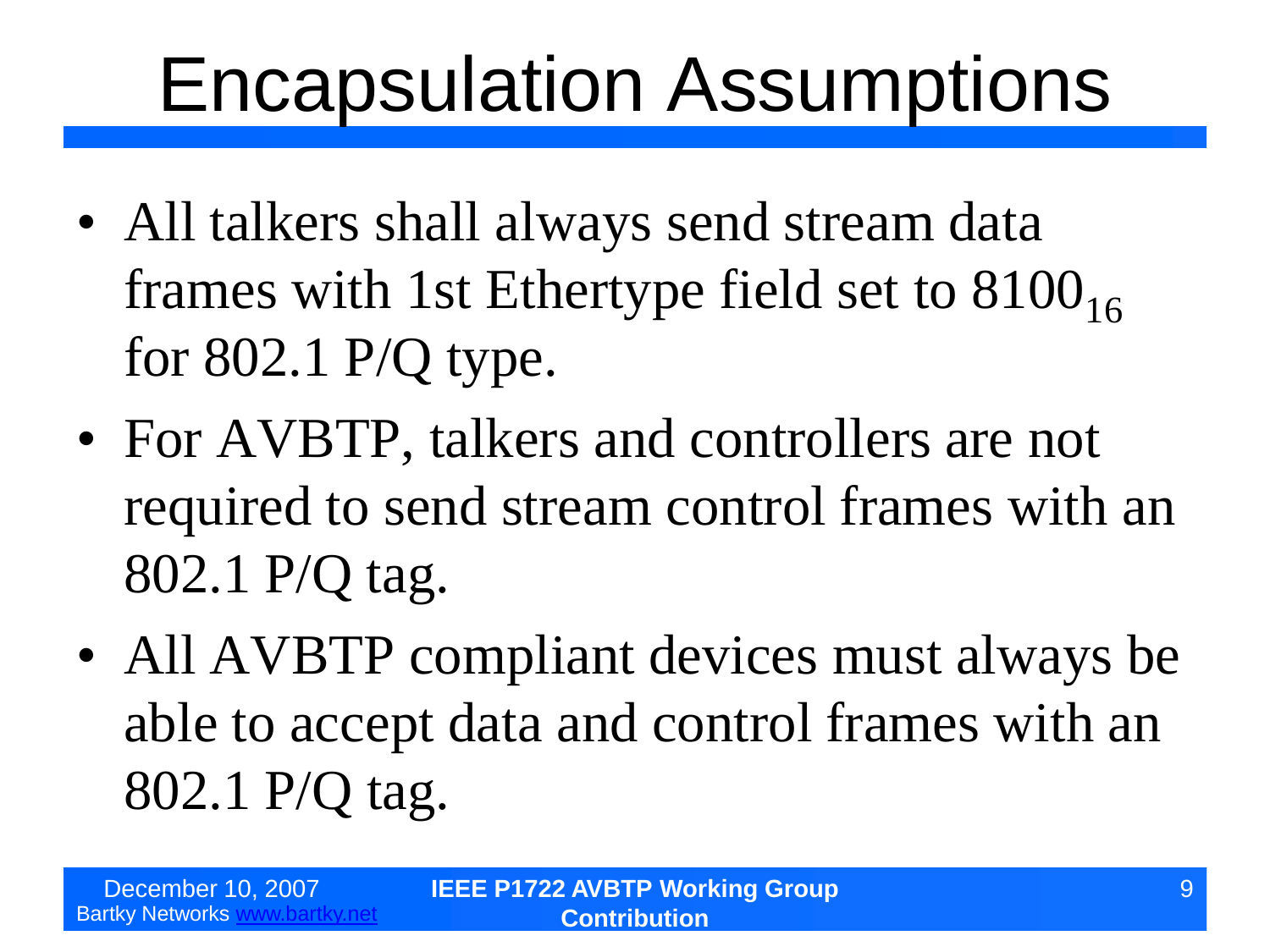# Encapsulation Assumptions

- All talkers shall always send stream data frames with 1st Ethertype field set to $8100_{16}$ for 802.1 P/Q type.
- For AVBTP, talkers and controllers are not required to send stream control frames with an 802.1 P/Q tag.
- All AVBTP compliant devices must always be able to accept data and control frames with an 802.1 P/Q tag.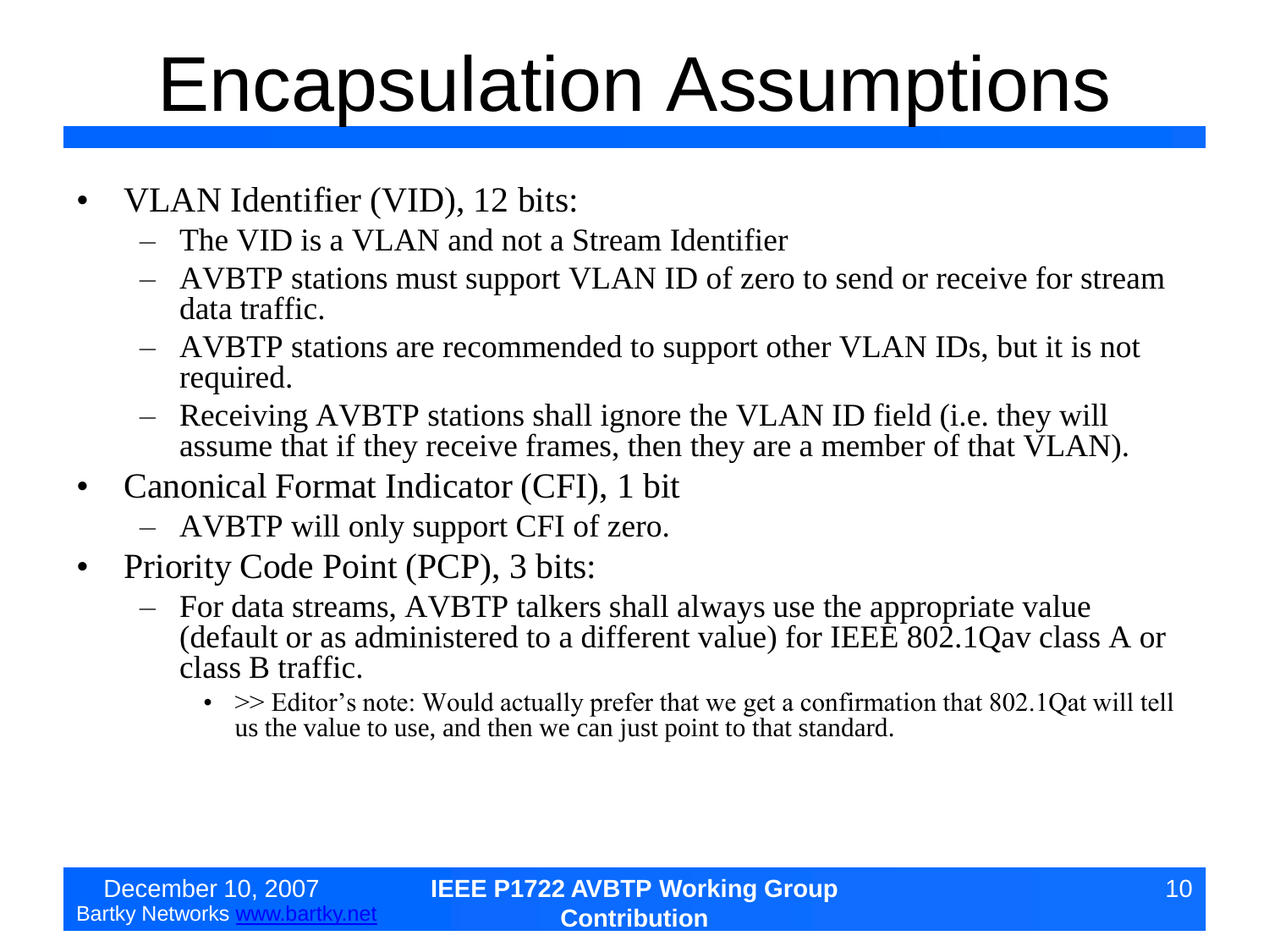# Encapsulation Assumptions

- VLAN Identifier (VID), 12 bits:
  - The VID is a VLAN and not a Stream Identifier
  - AVBTP stations must support VLAN ID of zero to send or receive for stream data traffic.
  - AVBTP stations are recommended to support other VLAN IDs, but it is not required.
  - Receiving AVBTP stations shall ignore the VLAN ID field (i.e. they will assume that if they receive frames, then they are a member of that VLAN).
- Canonical Format Indicator (CFI), 1 bit
  - AVBTP will only support CFI of zero.
- Priority Code Point (PCP), 3 bits:
  - For data streams, AVBTP talkers shall always use the appropriate value (default or as administered to a different value) for IEEE 802.1Qav class A or class B traffic.
    - >> Editor's note: Would actually prefer that we get a confirmation that 802.1Qat will tell us the value to use, and then we can just point to that standard.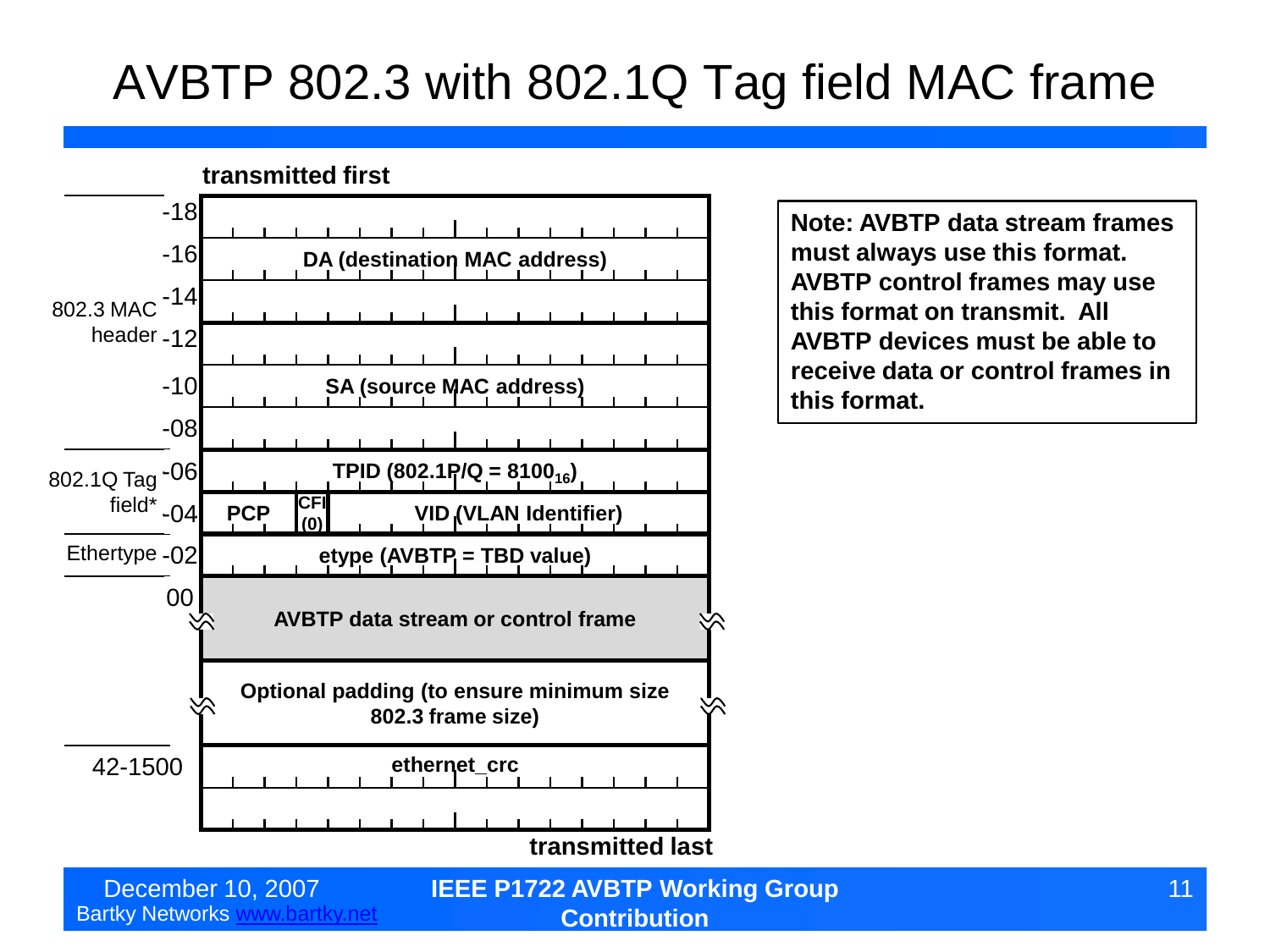# AVBTP 802.3 with 802.1Q Tag field MAC frame

transmitted first

| Section | Offset | Field |
|---|---|---|
| 802.3 MAC header | -18 | DA (destination MAC address) |
| | -16 | |
| | -14 | |
| | -12 | SA (source MAC address) |
| | -10 | |
| | -08 | |
| 802.1Q Tag field* | -06 | TPID (802.1P/Q = $8100_{16}$) |
| | -04 | PCP \| CFI (0) \| VID (VLAN Identifier) |
| Ethertype | -02 | etype (AVBTP = TBD value) |
| | 00 | AVBTP data stream or control frame |
| | | Optional padding (to ensure minimum size 802.3 frame size) |
| | 42-1500 | ethernet_crc |

transmitted last

**Note: AVBTP data stream frames must always use this format. AVBTP control frames may use this format on transmit. All AVBTP devices must be able to receive data or control frames in this format.**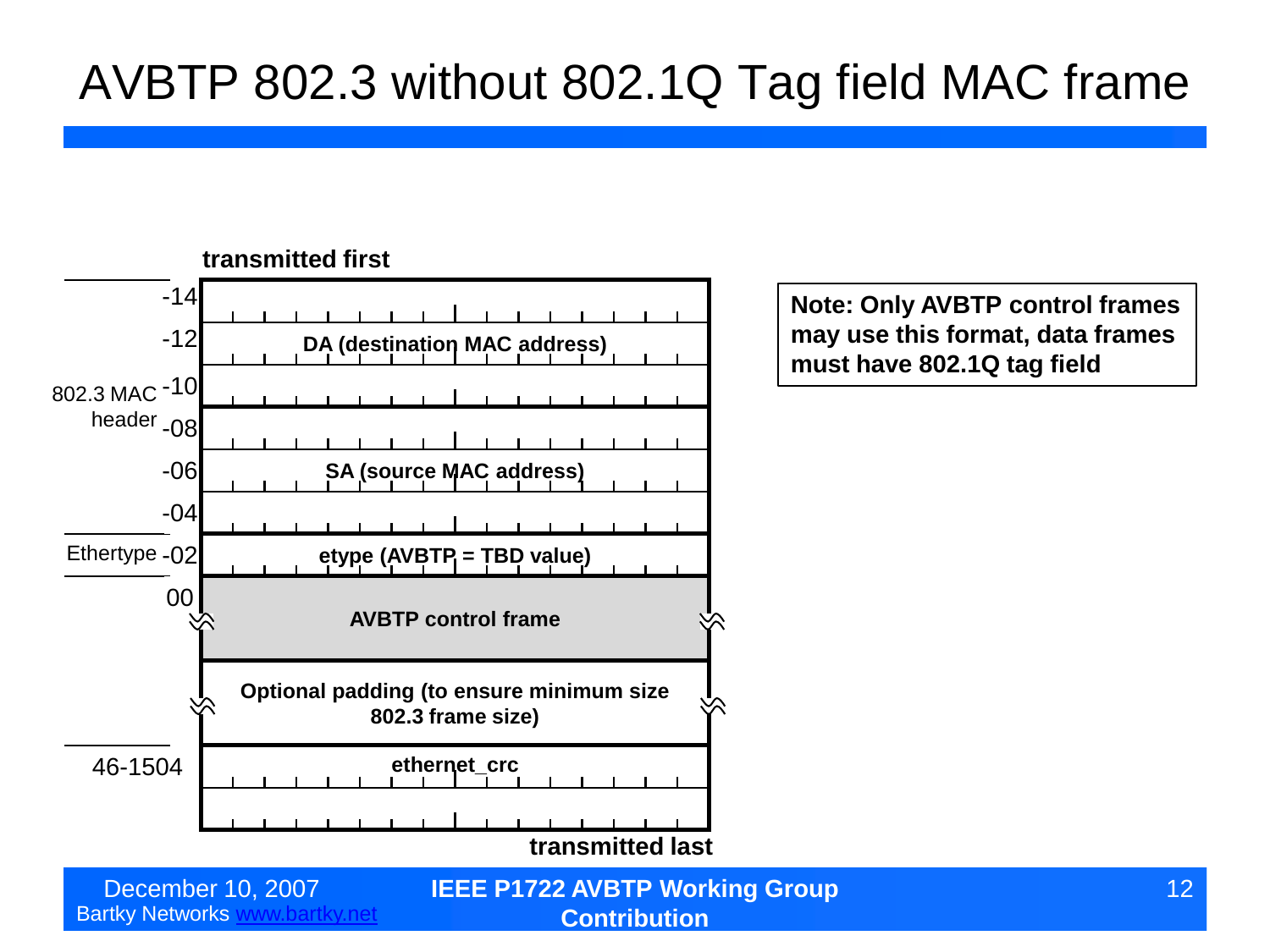# AVBTP 802.3 without 802.1Q Tag field MAC frame

**transmitted first**

| Offset | Section | Field |
|---|---|---|
| -14 | 802.3 MAC header | DA (destination MAC address) |
| -12 | | |
| -10 | | |
| -08 | | SA (source MAC address) |
| -06 | | |
| -04 | | |
| -02 | Ethertype | etype (AVBTP = TBD value) |
| 00 | | AVBTP control frame |
| | | Optional padding (to ensure minimum size 802.3 frame size) |
| 46-1504 | | ethernet_crc |

**transmitted last**

**Note: Only AVBTP control frames may use this format, data frames must have 802.1Q tag field**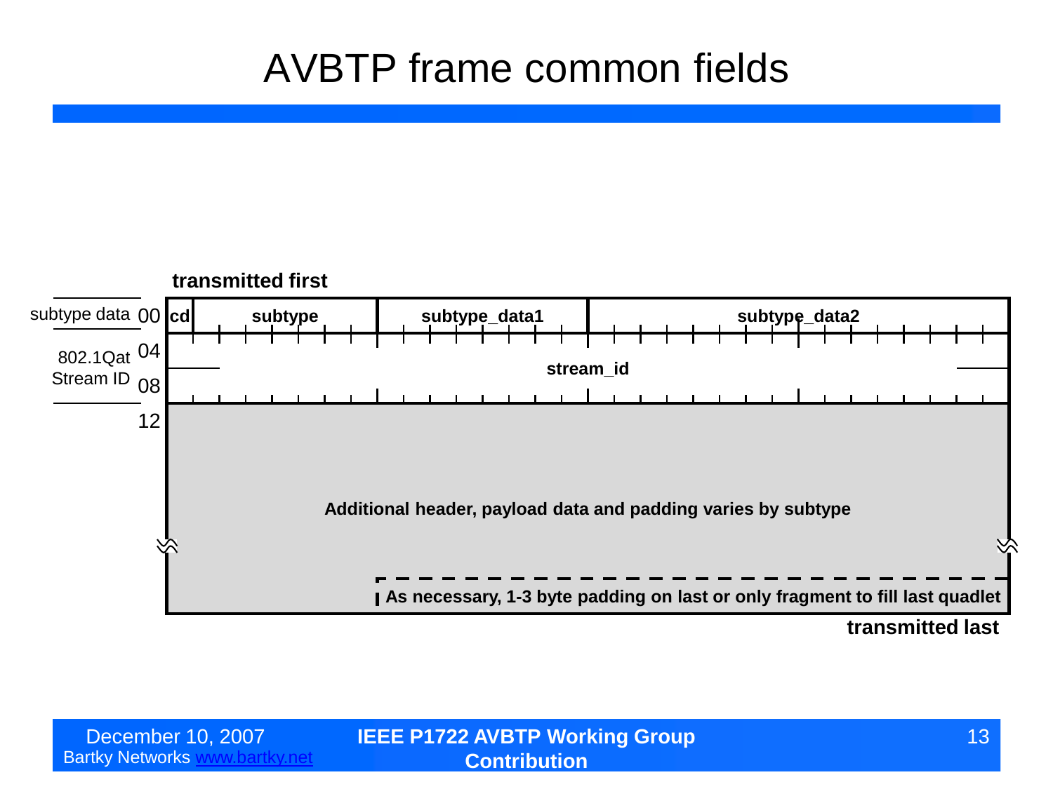# AVBTP frame common fields

**transmitted first**

| Offset | Label | Fields | | | |
|---|---|---|---|---|---|
| 00 | subtype data | **cd** | **subtype** | **subtype_data1** | **subtype_data2** |
| 04 | 802.1Qat Stream ID | **stream_id** | | | |
| 08 | | | | | |
| 12 | | **Additional header, payload data and padding varies by subtype** | | | |
| | | | | **As necessary, 1-3 byte padding on last or only fragment to fill last quadlet** | |

**transmitted last**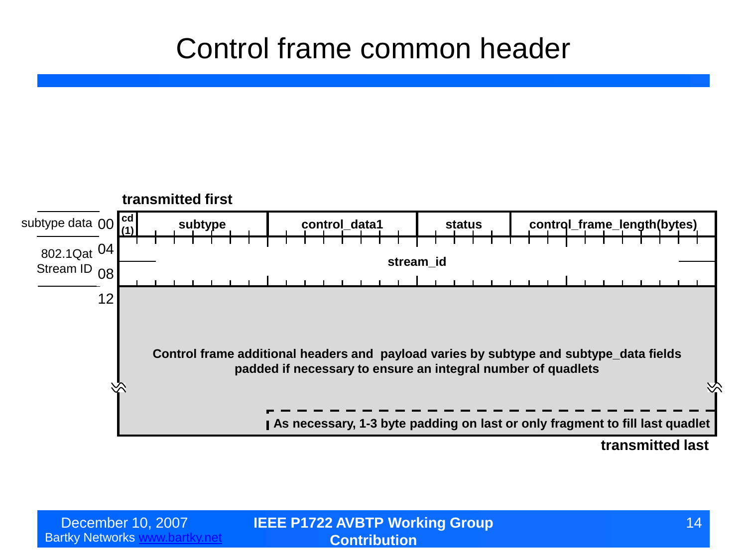# Control frame common header

**transmitted first**

| Offset | Label | Fields |
|---|---|---|
| 00 | subtype data | **cd (1)** \| **subtype** \| **control_data1** \| **status** \| **control_frame_length(bytes)** |
| 04 | 802.1Qat Stream ID | **stream_id** |
| 08 | | |
| 12 | | **Control frame additional headers and payload varies by subtype and subtype_data fields padded if necessary to ensure an integral number of quadlets** |
| | | **As necessary, 1-3 byte padding on last or only fragment to fill last quadlet** |

**transmitted last**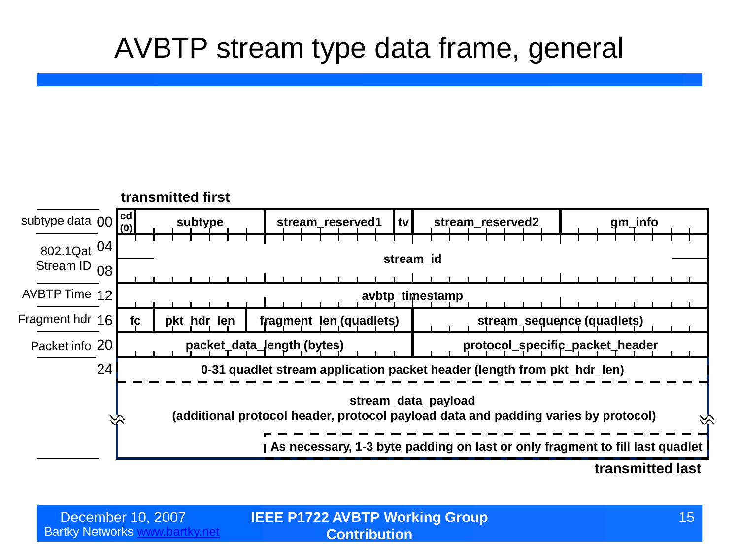# AVBTP stream type data frame, general

**transmitted first**

| | Offset | | | | | | | |
|---|---|---|---|---|---|---|---|---|
| subtype data | 00 | cd (0) | subtype | stream_reserved1 | tv | stream_reserved2 | gm_info | |
| 802.1Qat Stream ID | 04 | stream_id | | | | | | |
| | 08 | | | | | | | |
| AVBTP Time | 12 | avbtp_timestamp | | | | | | |
| Fragment hdr | 16 | fc | pkt_hdr_len | fragment_len (quadlets) | stream_sequence (quadlets) | | | |
| Packet info | 20 | packet_data_length (bytes) | | | protocol_specific_packet_header | | | |
| | 24 | 0-31 quadlet stream application packet header (length from pkt_hdr_len) | | | | | | |
| | | stream_data_payload (additional protocol header, protocol payload data and padding varies by protocol) | | | | | | |
| | | | | As necessary, 1-3 byte padding on last or only fragment to fill last quadlet | | | | |

**transmitted last**

December 10, 2007
Bartky Networks www.bartky.net

**IEEE P1722 AVBTP Working Group Contribution**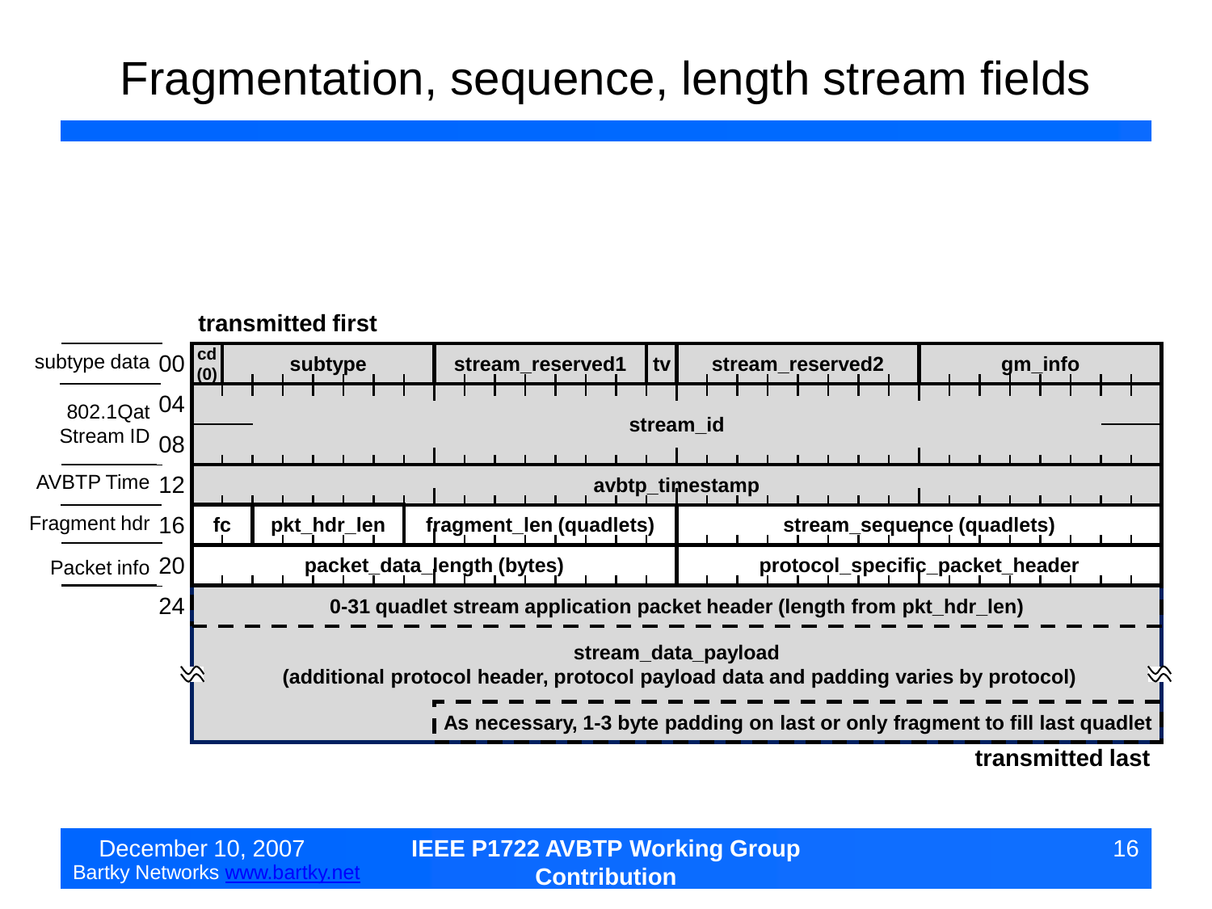# Fragmentation, sequence, length stream fields

**transmitted first**

| | Offset | | | | | | |
|---|---|---|---|---|---|---|---|
| subtype data | 00 | cd (0) | subtype | stream_reserved1 | tv | stream_reserved2 | gm_info |
| 802.1Qat Stream ID | 04 | stream_id | | | | | |
| | 08 | | | | | | |
| AVBTP Time | 12 | avbtp_timestamp | | | | | |
| Fragment hdr | 16 | fc | pkt_hdr_len | fragment_len (quadlets) | | stream_sequence (quadlets) | |
| Packet info | 20 | packet_data_length (bytes) | | | | protocol_specific_packet_header | |
| | 24 | 0-31 quadlet stream application packet header (length from pkt_hdr_len) | | | | | |
| | | stream_data_payload (additional protocol header, protocol payload data and padding varies by protocol) | | | | | |
| | | | | As necessary, 1-3 byte padding on last or only fragment to fill last quadlet | | | |

**transmitted last**

December 10, 2007
Bartky Networks www.bartky.net

**IEEE P1722 AVBTP Working Group Contribution**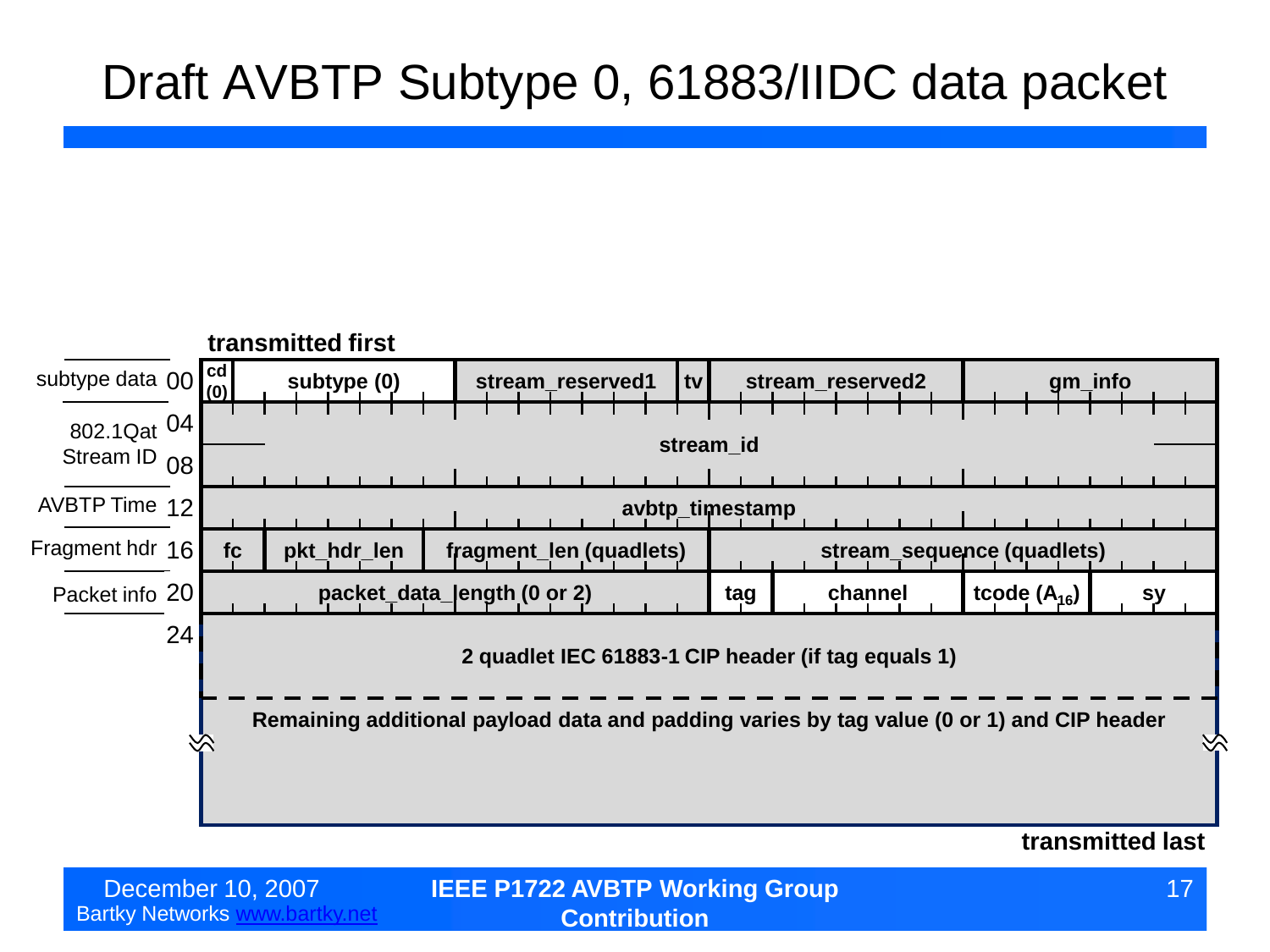# Draft AVBTP Subtype 0, 61883/IIDC data packet

**transmitted first**

| | Offset | Fields | | | | | | | |
|---|---|---|---|---|---|---|---|---|---|
| subtype data | 00 | cd (0) | subtype (0) | stream_reserved1 | tv | stream_reserved2 | gm_info | | |
| 802.1Qat Stream ID | 04 | stream_id | | | | | | | |
| | 08 | | | | | | | | |
| AVBTP Time | 12 | avbtp_timestamp | | | | | | | |
| Fragment hdr | 16 | fc | pkt_hdr_len | fragment_len (quadlets) | stream_sequence (quadlets) | | | | |
| Packet info | 20 | packet_data_length (0 or 2) | tag | channel | tcode ($A_{16}$) | sy | | | |
| | 24 | 2 quadlet IEC 61883-1 CIP header (if tag equals 1) | | | | | | | |
| | | Remaining additional payload data and padding varies by tag value (0 or 1) and CIP header | | | | | | | |

**transmitted last**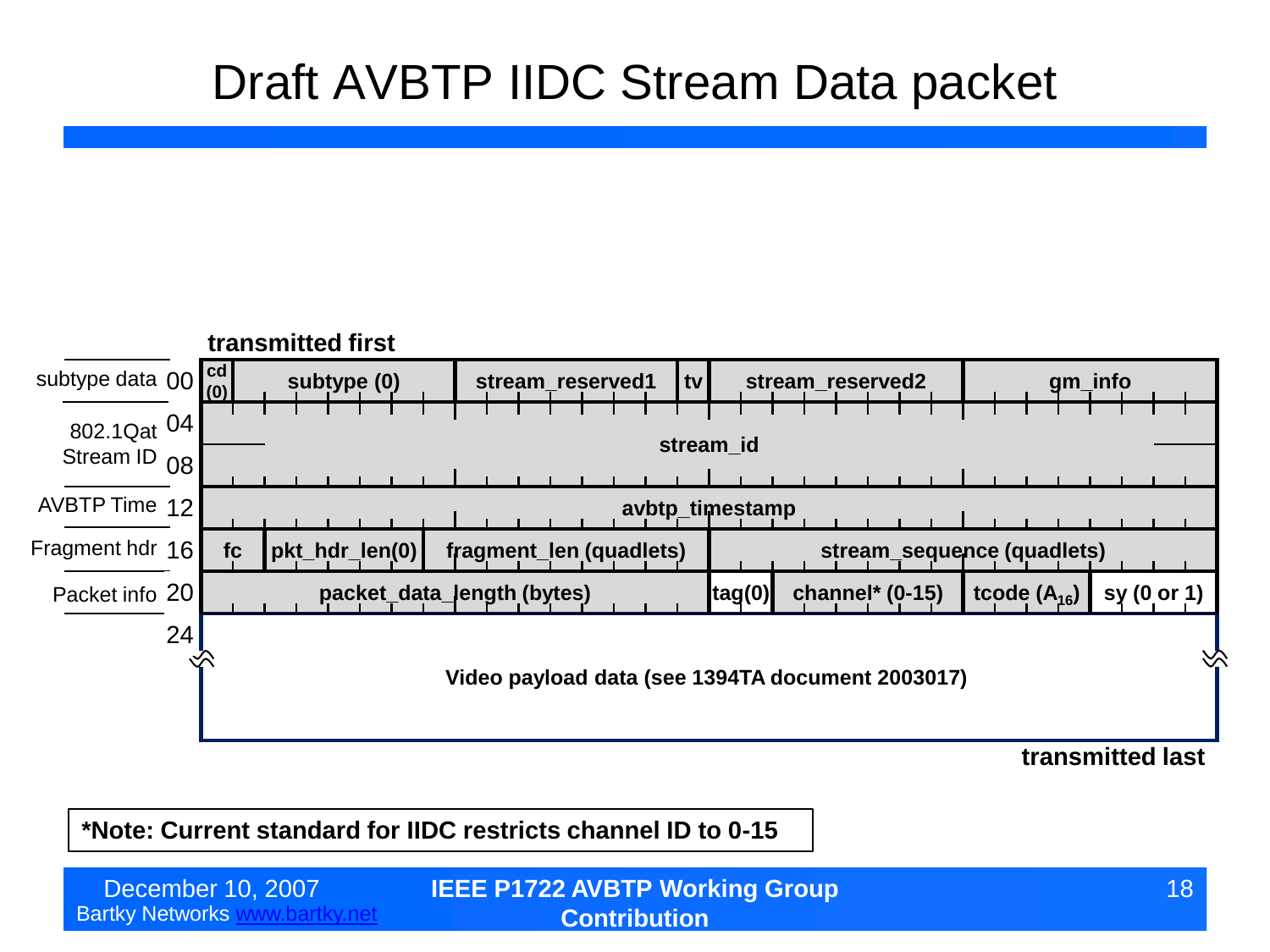# Draft AVBTP IIDC Stream Data packet

transmitted first

| | Offset | | | | | | |
|---|---|---|---|---|---|---|---|
| subtype data | 00 | cd (0) | subtype (0) | stream_reserved1 | tv | stream_reserved2 | gm_info |
| 802.1Qat Stream ID | 04 | stream_id | | | | | |
| | 08 | | | | | | |
| AVBTP Time | 12 | avbtp_timestamp | | | | | |
| Fragment hdr | 16 | fc | pkt_hdr_len(0) | fragment_len (quadlets) | stream_sequence (quadlets) | | |
| Packet info | 20 | packet_data_length (bytes) | tag(0) | channel* (0-15) | tcode ($A_{16}$) | sy (0 or 1) | |
| | 24 | Video payload data (see 1394TA document 2003017) | | | | | |

transmitted last

**\*Note: Current standard for IIDC restricts channel ID to 0-15**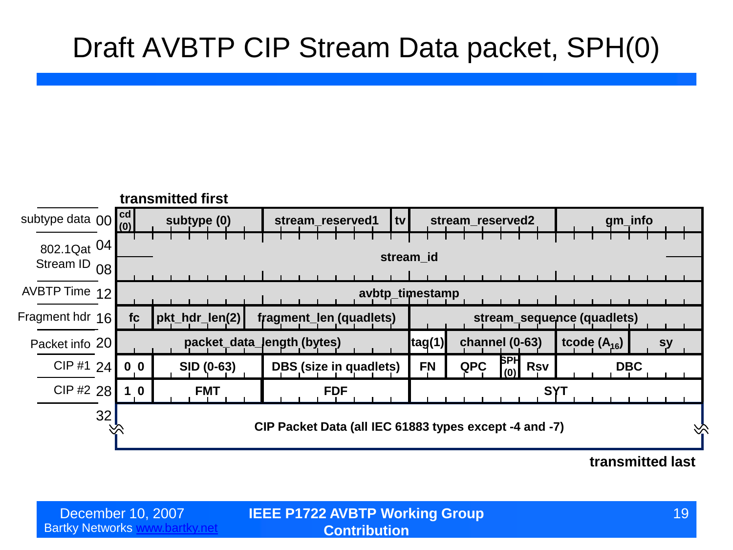# Draft AVBTP CIP Stream Data packet, SPH(0)

**transmitted first**

| | Offset | | | | | | | | | |
|---|---|---|---|---|---|---|---|---|---|---|
| subtype data | 00 | cd (0) | subtype (0) | | stream_reserved1 | tv | stream_reserved2 | | gm_info | |
| 802.1Qat Stream ID | 04 | stream_id | | | | | | | | |
| | 08 | | | | | | | | | |
| AVBTP Time | 12 | avbtp_timestamp | | | | | | | | |
| Fragment hdr | 16 | fc | pkt_hdr_len(2) | fragment_len (quadlets) | | | stream_sequence (quadlets) | | | |
| Packet info | 20 | packet_data_length (bytes) | | | | tag(1) | channel (0-63) | | tcode ($A_{16}$) | sy |
| CIP #1 | 24 | 0 0 | SID (0-63) | DBS (size in quadlets) | | FN | QPC | SPH (0) Rsv | DBC | |
| CIP #2 | 28 | 1 0 | FMT | FDF | | | SYT | | | |
| | 32 | CIP Packet Data (all IEC 61883 types except -4 and -7) | | | | | | | | |

**transmitted last**

December 10, 2007
Bartky Networks www.bartky.net

**IEEE P1722 AVBTP Working Group Contribution**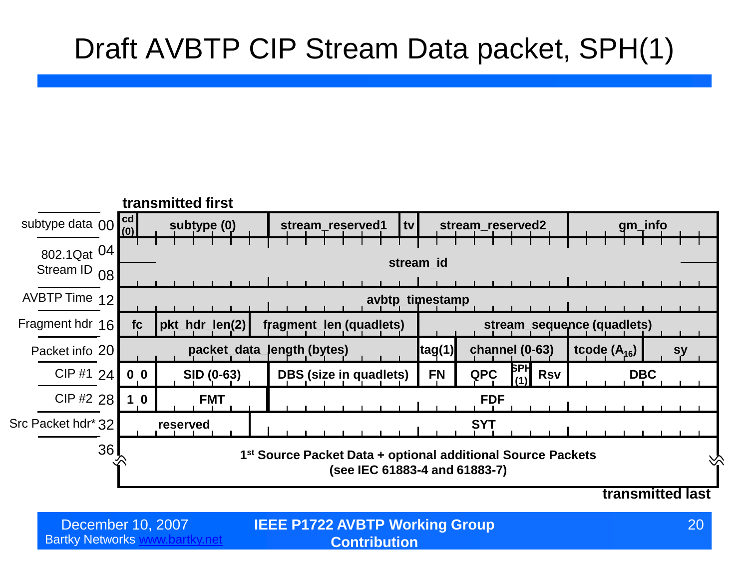# Draft AVBTP CIP Stream Data packet, SPH(1)

**transmitted first**

| Label | Offset | Fields |
|---|---|---|
| subtype data | 00 | cd (0) \| subtype (0) \| stream_reserved1 \| tv \| stream_reserved2 \| gm_info |
| 802.1Qat Stream ID | 04 | stream_id |
| | 08 | stream_id |
| AVBTP Time | 12 | avbtp_timestamp |
| Fragment hdr | 16 | fc \| pkt_hdr_len(2) \| fragment_len (quadlets) \| stream_sequence (quadlets) |
| Packet info | 20 | packet_data_length (bytes) \| tag(1) \| channel (0-63) \| tcode ($A_{16}$) \| sy |
| CIP #1 | 24 | 0 0 \| SID (0-63) \| DBS (size in quadlets) \| FN \| QPC \| SPH (1) \| Rsv \| DBC |
| CIP #2 | 28 | 1 0 \| FMT \| FDF |
| Src Packet hdr* | 32 | reserved \| SYT |
| | 36 | 1st Source Packet Data + optional additional Source Packets (see IEC 61883-4 and 61883-7) |

**transmitted last**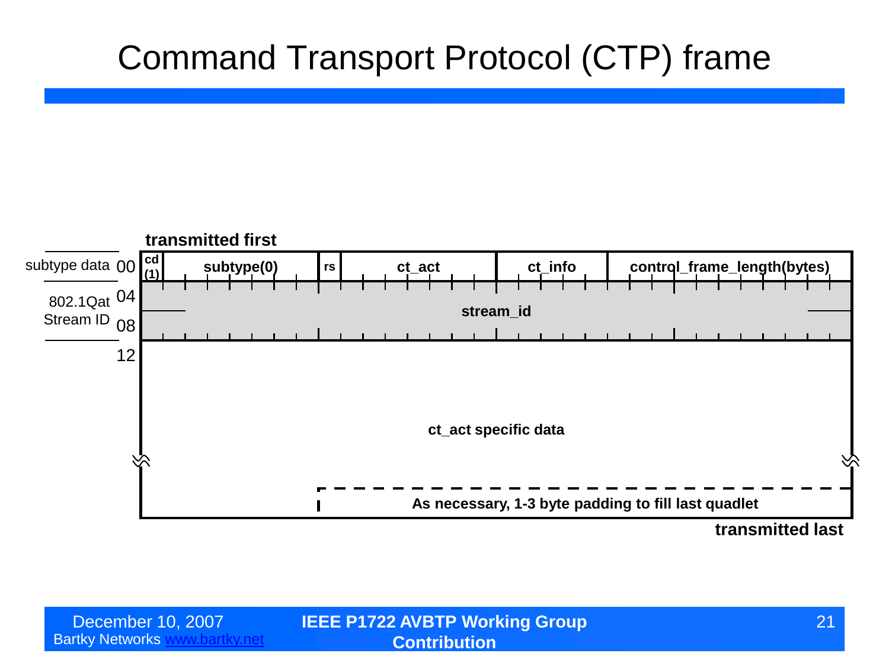# Command Transport Protocol (CTP) frame

**transmitted first**

| Offset | Label | Fields |
|---|---|---|
| 00 | subtype data | cd (1) \| subtype(0) \| rs \| ct_act \| ct_info \| control_frame_length(bytes) |
| 04 | 802.1Qat Stream ID | stream_id |
| 08 | | stream_id (cont.) |
| 12 | | ct_act specific data |
| | | As necessary, 1-3 byte padding to fill last quadlet |

**transmitted last**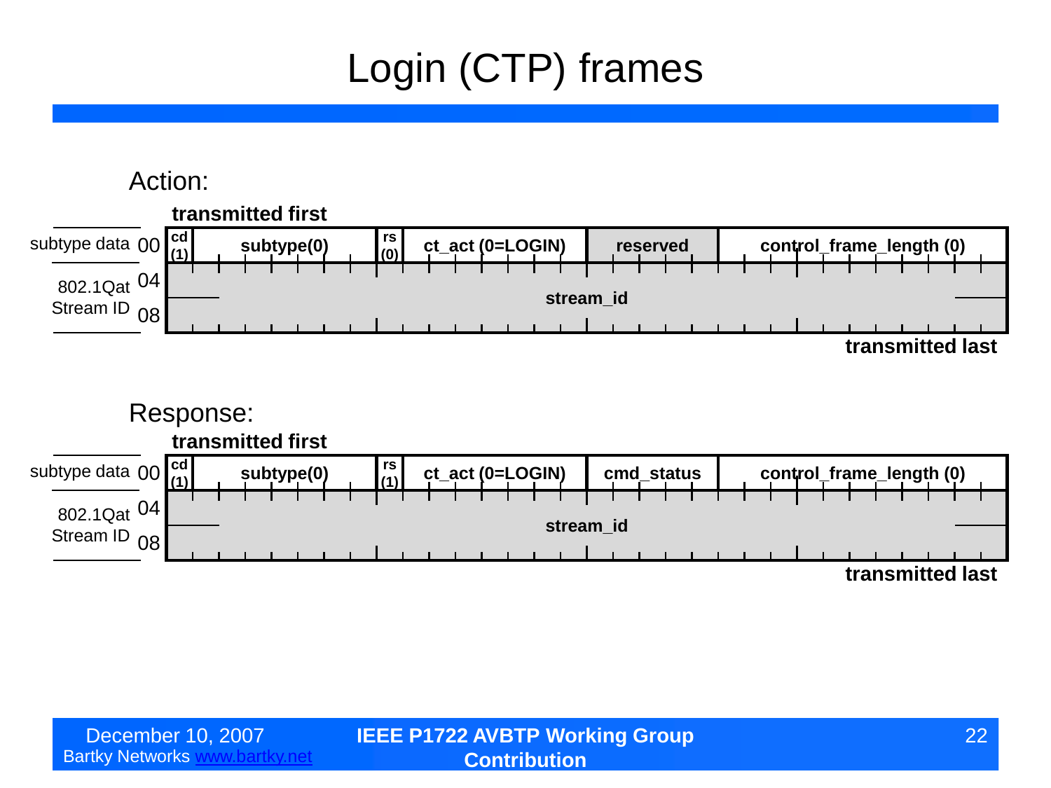# Login (CTP) frames

Action:

**transmitted first**

| | Offset | | | | | | |
|---|---|---|---|---|---|---|---|
| subtype data | 00 | cd (1) | subtype(0) | rs (0) | ct_act (0=LOGIN) | reserved | control_frame_length (0) |
| 802.1Qat Stream ID | 04 | stream_id | | | | | |
| | 08 | | | | | | |

**transmitted last**

Response:

**transmitted first**

| | Offset | | | | | | |
|---|---|---|---|---|---|---|---|
| subtype data | 00 | cd (1) | subtype(0) | rs (1) | ct_act (0=LOGIN) | cmd_status | control_frame_length (0) |
| 802.1Qat Stream ID | 04 | stream_id | | | | | |
| | 08 | | | | | | |

**transmitted last**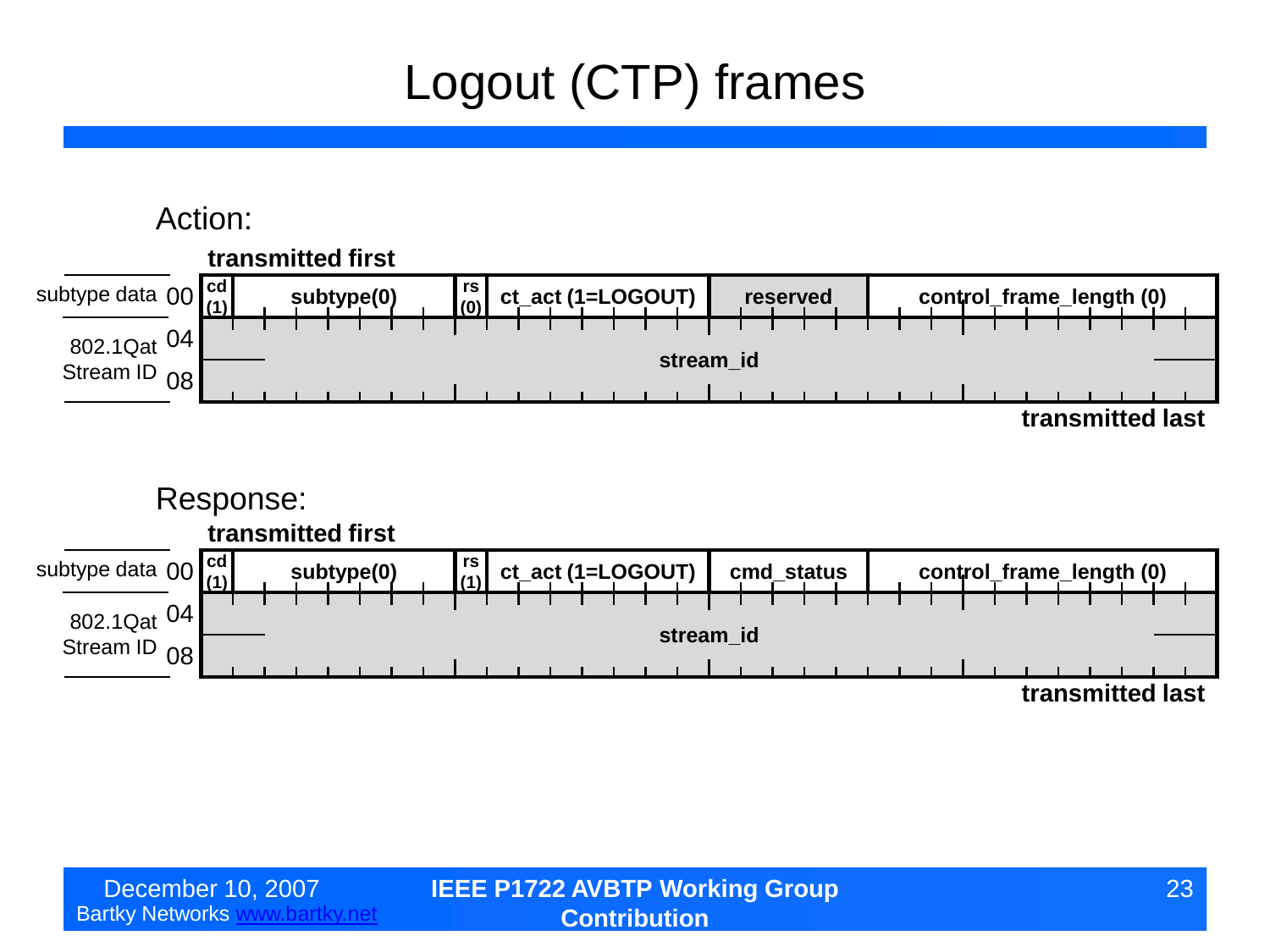# Logout (CTP) frames

## Action:

**transmitted first**

| | Offset | | | | | | |
|---|---|---|---|---|---|---|---|
| subtype data | 00 | cd (1) | subtype(0) | rs (0) | ct_act (1=LOGOUT) | reserved | control_frame_length (0) |
| 802.1Qat Stream ID | 04 | stream_id | | | | | |
| | 08 | | | | | | |

**transmitted last**

## Response:

**transmitted first**

| | Offset | | | | | | |
|---|---|---|---|---|---|---|---|
| subtype data | 00 | cd (1) | subtype(0) | rs (1) | ct_act (1=LOGOUT) | cmd_status | control_frame_length (0) |
| 802.1Qat Stream ID | 04 | stream_id | | | | | |
| | 08 | | | | | | |

**transmitted last**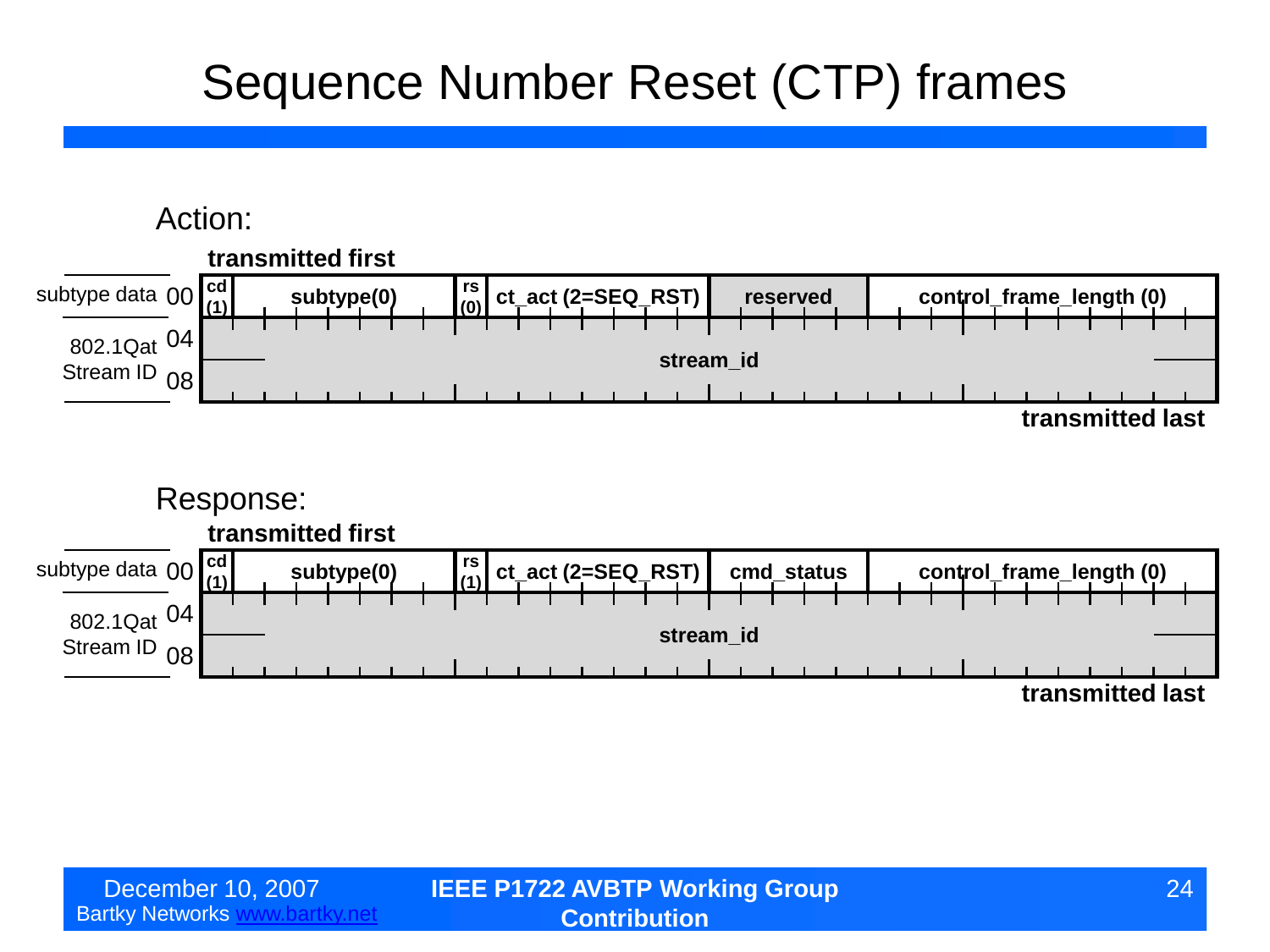# Sequence Number Reset (CTP) frames

## Action:

**transmitted first**

| Offset | Label | cd | subtype | rs | ct_act | reserved | control_frame_length |
|---|---|---|---|---|---|---|---|
| 00 | subtype data | cd (1) | subtype(0) | rs (0) | ct_act (2=SEQ_RST) | reserved | control_frame_length (0) |
| 04 | 802.1Qat Stream ID | stream_id | | | | | |
| 08 | | | | | | | |

**transmitted last**

## Response:

**transmitted first**

| Offset | Label | cd | subtype | rs | ct_act | cmd_status | control_frame_length |
|---|---|---|---|---|---|---|---|
| 00 | subtype data | cd (1) | subtype(0) | rs (1) | ct_act (2=SEQ_RST) | cmd_status | control_frame_length (0) |
| 04 | 802.1Qat Stream ID | stream_id | | | | | |
| 08 | | | | | | | |

**transmitted last**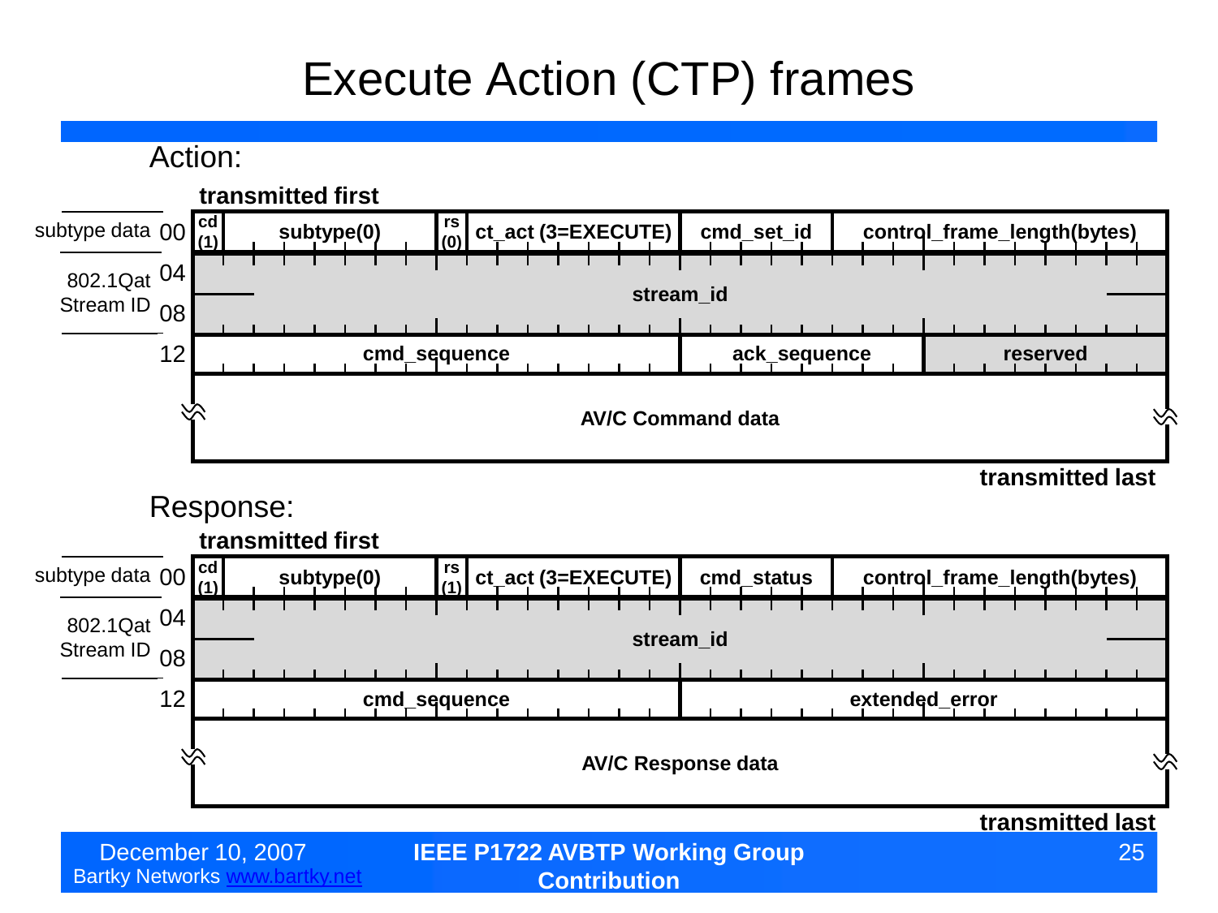# Execute Action (CTP) frames

## Action:

**transmitted first**

| Offset | | | | | | |
|---|---|---|---|---|---|---|
| subtype data 00 | cd (1) | subtype(0) | rs (0) | ct_act (3=EXECUTE) | cmd_set_id | control_frame_length(bytes) |
| 802.1Qat Stream ID 04 | stream_id | | | | | |
| 08 | | | | | | |
| 12 | cmd_sequence | | | | ack_sequence | reserved |
| | AV/C Command data | | | | | |

**transmitted last**

## Response:

**transmitted first**

| Offset | | | | | | |
|---|---|---|---|---|---|---|
| subtype data 00 | cd (1) | subtype(0) | rs (1) | ct_act (3=EXECUTE) | cmd_status | control_frame_length(bytes) |
| 802.1Qat Stream ID 04 | stream_id | | | | | |
| 08 | | | | | | |
| 12 | cmd_sequence | | | | extended_error | |
| | AV/C Response data | | | | | |

**transmitted last**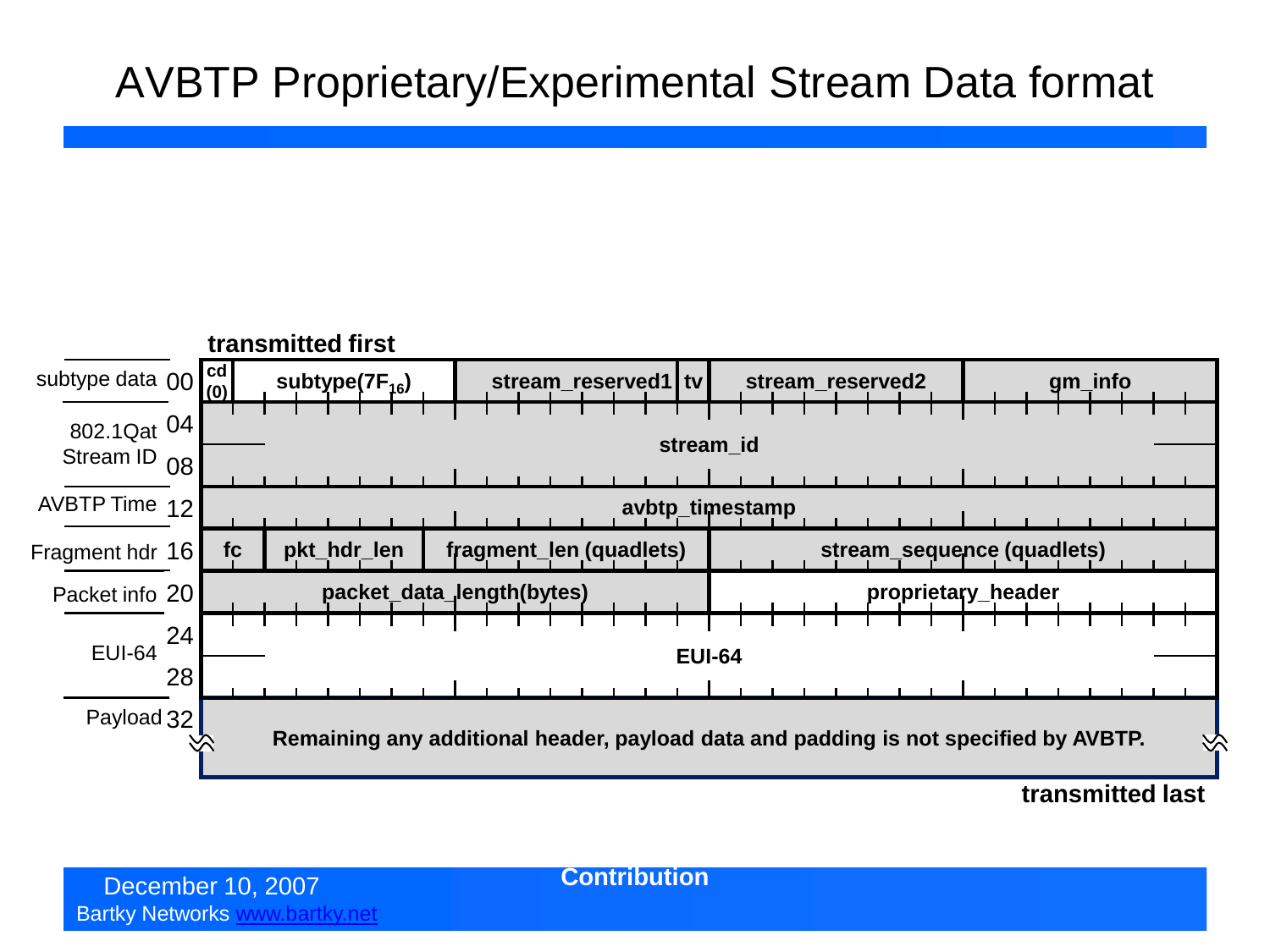# AVBTP Proprietary/Experimental Stream Data format

**transmitted first**

| Section | Offset | Fields |
|---|---|---|
| subtype data | 00 | **cd (0)** \| **subtype($7F_{16}$)** \| **stream_reserved1** \| **tv** \| **stream_reserved2** \| **gm_info** |
| 802.1Qat Stream ID | 04 | **stream_id** |
| | 08 | |
| AVBTP Time | 12 | **avbtp_timestamp** |
| Fragment hdr | 16 | **fc** \| **pkt_hdr_len** \| **fragment_len (quadlets)** \| **stream_sequence (quadlets)** |
| Packet info | 20 | **packet_data_length(bytes)** \| **proprietary_header** |
| EUI-64 | 24 | **EUI-64** |
| | 28 | |
| Payload | 32 | **Remaining any additional header, payload data and padding is not specified by AVBTP.** |

**transmitted last**

December 10, 2007

Bartky Networks www.bartky.net

**Contribution**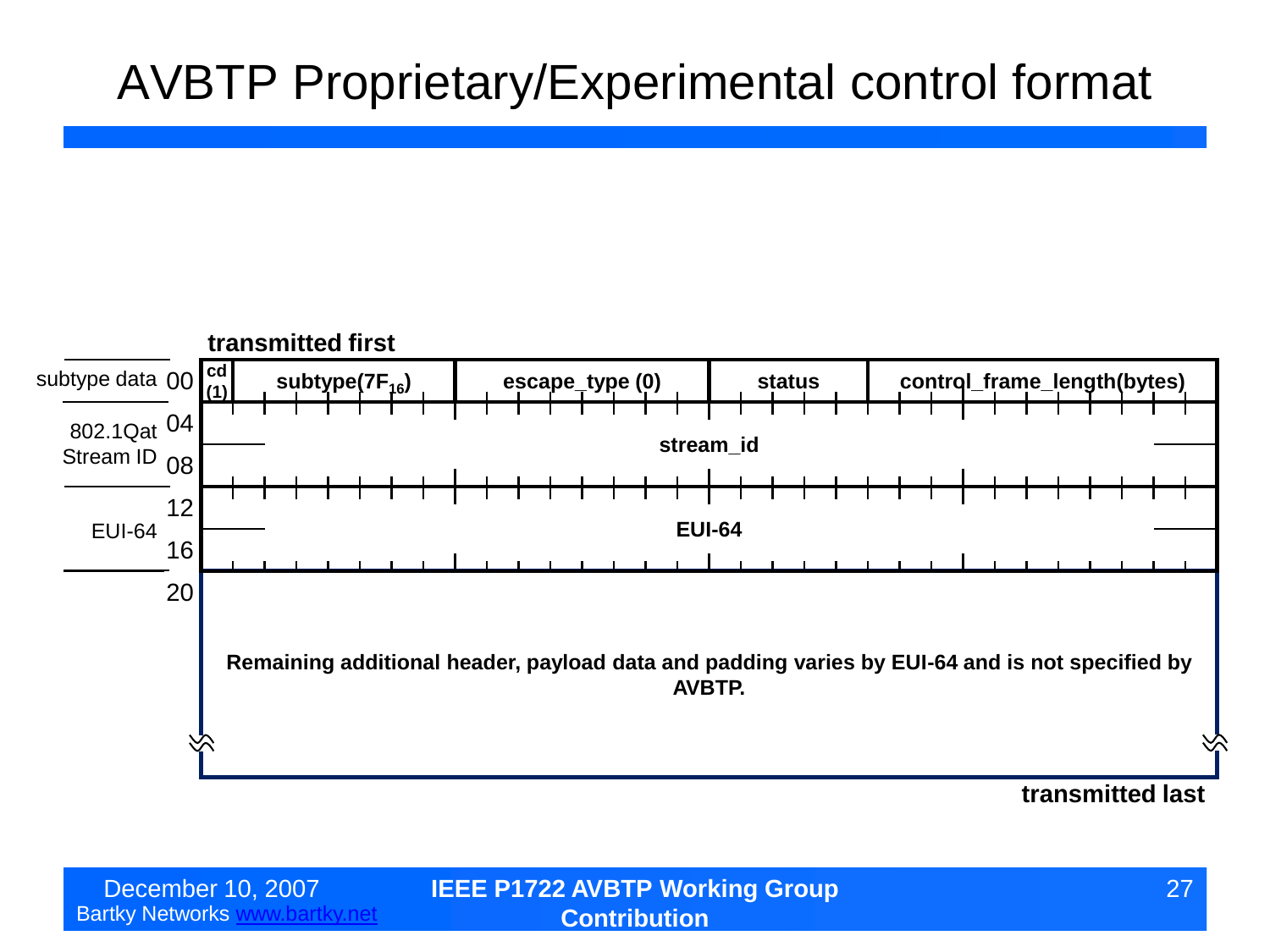# AVBTP Proprietary/Experimental control format

**transmitted first**

| Offset | Label | Field(s) |
|---|---|---|
| 00 | subtype data | **cd (1)** \| **subtype($7F_{16}$)** \| **escape_type (0)** \| **status** \| **control_frame_length(bytes)** |
| 04 | 802.1Qat Stream ID | **stream_id** |
| 08 | | |
| 12 | EUI-64 | **EUI-64** |
| 16 | | |
| 20 | | **Remaining additional header, payload data and padding varies by EUI-64 and is not specified by AVBTP.** |

**transmitted last**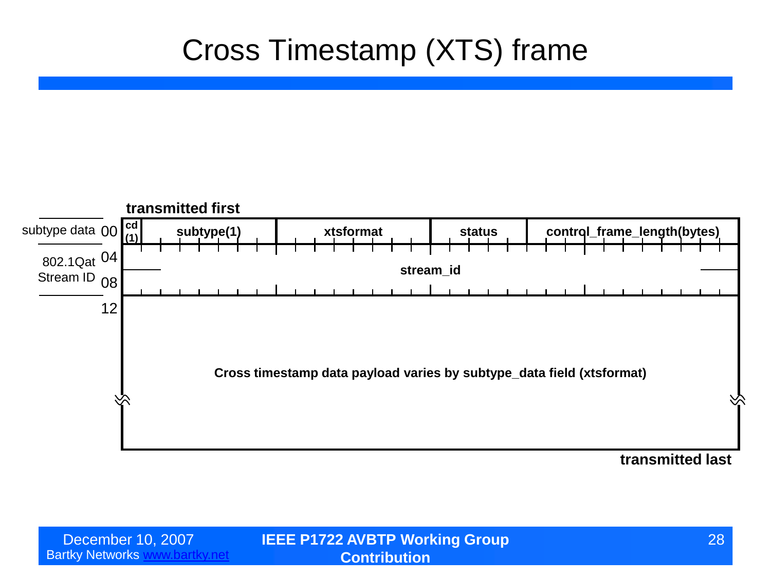# Cross Timestamp (XTS) frame

**transmitted first**

| Offset | Label | Fields | | | | |
|---|---|---|---|---|---|---|
| 00 | subtype data | **cd (1)** | **subtype(1)** | **xtsformat** | **status** | **control_frame_length(bytes)** |
| 04 | 802.1Qat Stream ID | **stream_id** | | | | |
| 08 | | | | | | |
| 12 | | **Cross timestamp data payload varies by subtype_data field (xtsformat)** | | | | |

**transmitted last**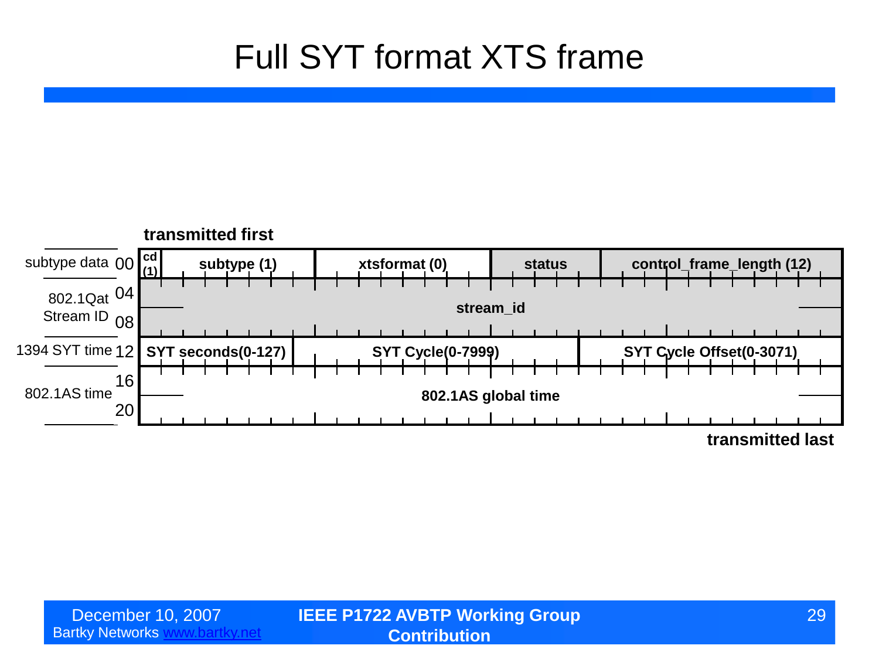# Full SYT format XTS frame

**transmitted first**

| Offset | Label | Fields | | | | |
|---|---|---|---|---|---|---|
| 00 | subtype data | **cd (1)** | **subtype (1)** | **xtsformat (0)** | **status** | **control_frame_length (12)** |
| 04 | 802.1Qat Stream ID | **stream_id** | | | | |
| 08 | | | | | | |
| 12 | 1394 SYT time | **SYT seconds(0-127)** | **SYT Cycle(0-7999)** | **SYT Cycle Offset(0-3071)** | | |
| 16 | 802.1AS time | **802.1AS global time** | | | | |
| 20 | | | | | | |

**transmitted last**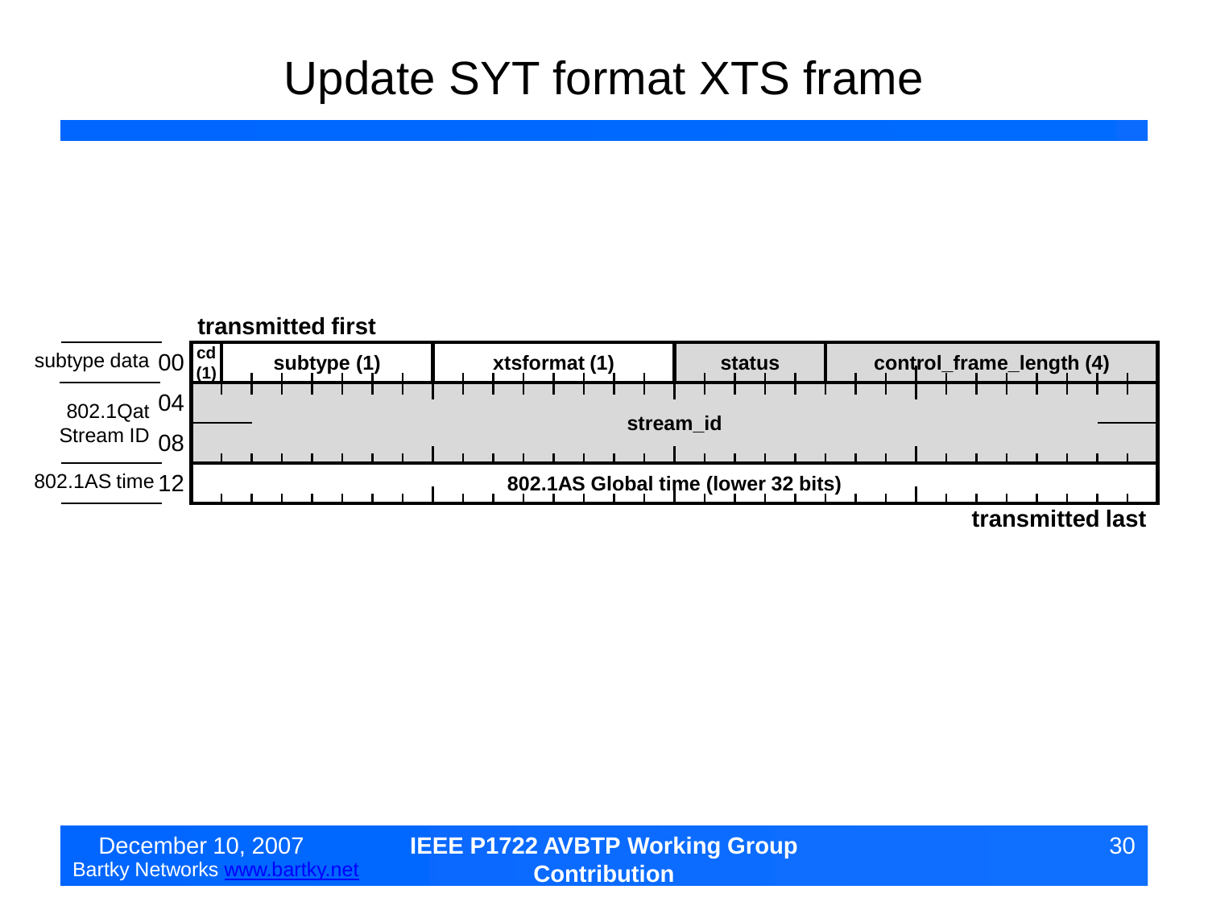# Update SYT format XTS frame

**transmitted first**

| | Offset | | | | | |
|---|---|---|---|---|---|---|
| subtype data | 00 | **cd (1)** | **subtype (1)** | **xtsformat (1)** | **status** | **control_frame_length (4)** |
| 802.1Qat Stream ID | 04 | **stream_id** | | | | |
| | 08 | | | | | |
| 802.1AS time | 12 | **802.1AS Global time (lower 32 bits)** | | | | |

**transmitted last**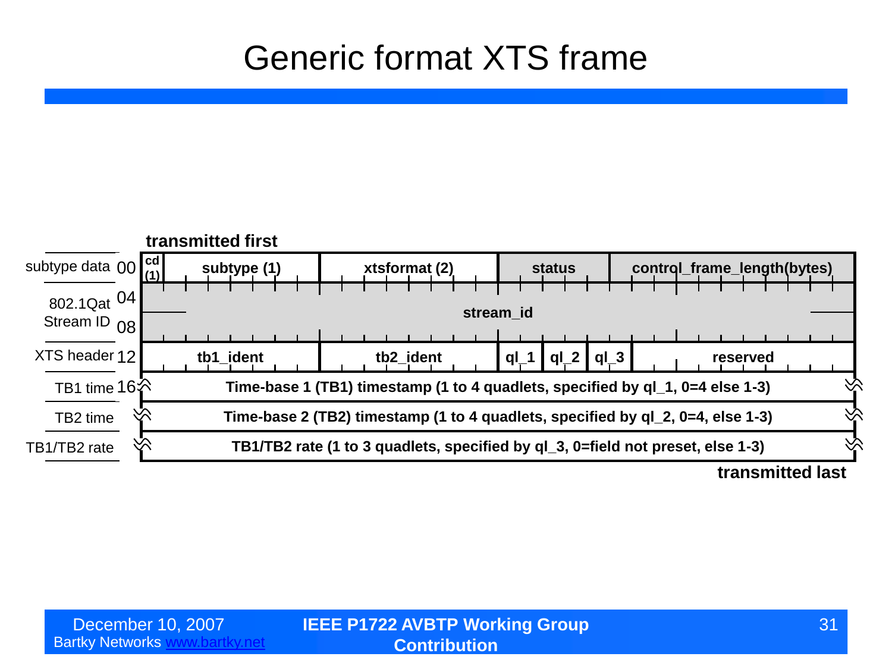# Generic format XTS frame

**transmitted first**

| Label | Offset | Fields |
|---|---|---|
| subtype data | 00 | **cd (1)** \| **subtype (1)** \| **xtsformat (2)** \| **status** \| **control_frame_length(bytes)** |
| 802.1Qat Stream ID | 04 | **stream_id** |
| | 08 | |
| XTS header | 12 | **tb1_ident** \| **tb2_ident** \| **ql_1** \| **ql_2** \| **ql_3** \| **reserved** |
| TB1 time | 16 | **Time-base 1 (TB1) timestamp (1 to 4 quadlets, specified by ql_1, 0=4 else 1-3)** |
| TB2 time | | **Time-base 2 (TB2) timestamp (1 to 4 quadlets, specified by ql_2, 0=4, else 1-3)** |
| TB1/TB2 rate | | **TB1/TB2 rate (1 to 3 quadlets, specified by ql_3, 0=field not preset, else 1-3)** |

**transmitted last**

December 10, 2007
Bartky Networks www.bartky.net

IEEE P1722 AVBTP Working Group Contribution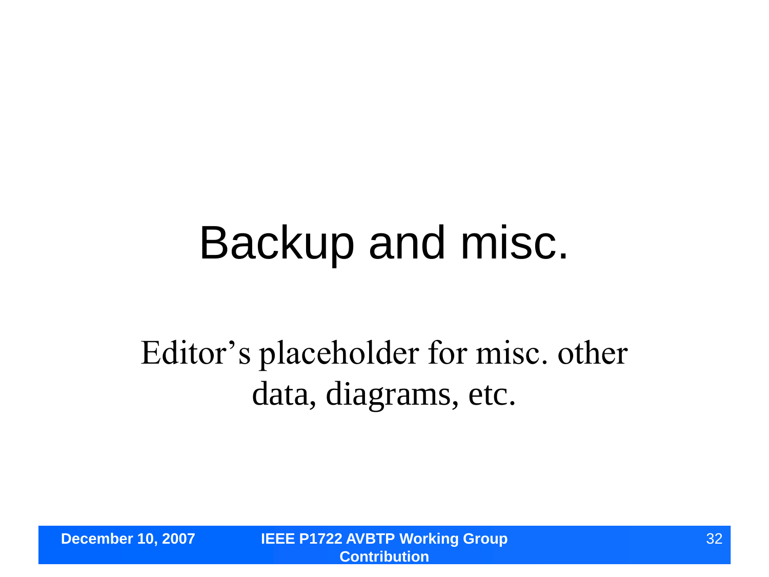# Backup and misc.

Editor's placeholder for misc. other data, diagrams, etc.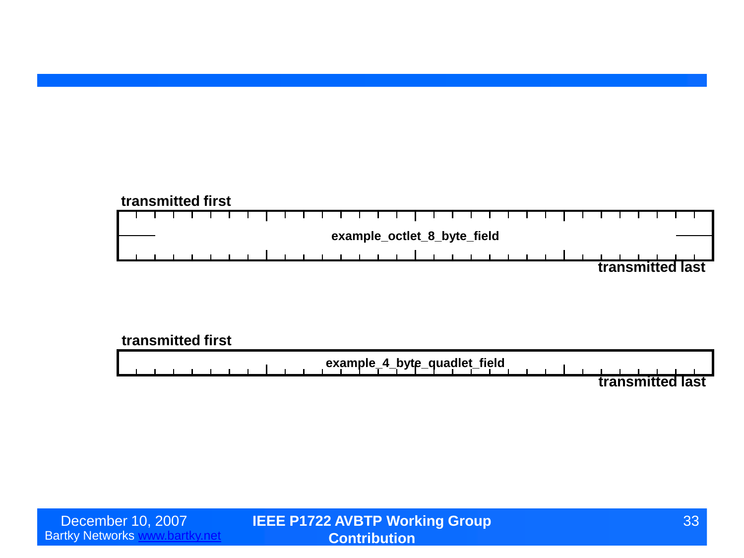transmitted first

example_octlet_8_byte_field

transmitted last

transmitted first

example_4_byte_quadlet_field

transmitted last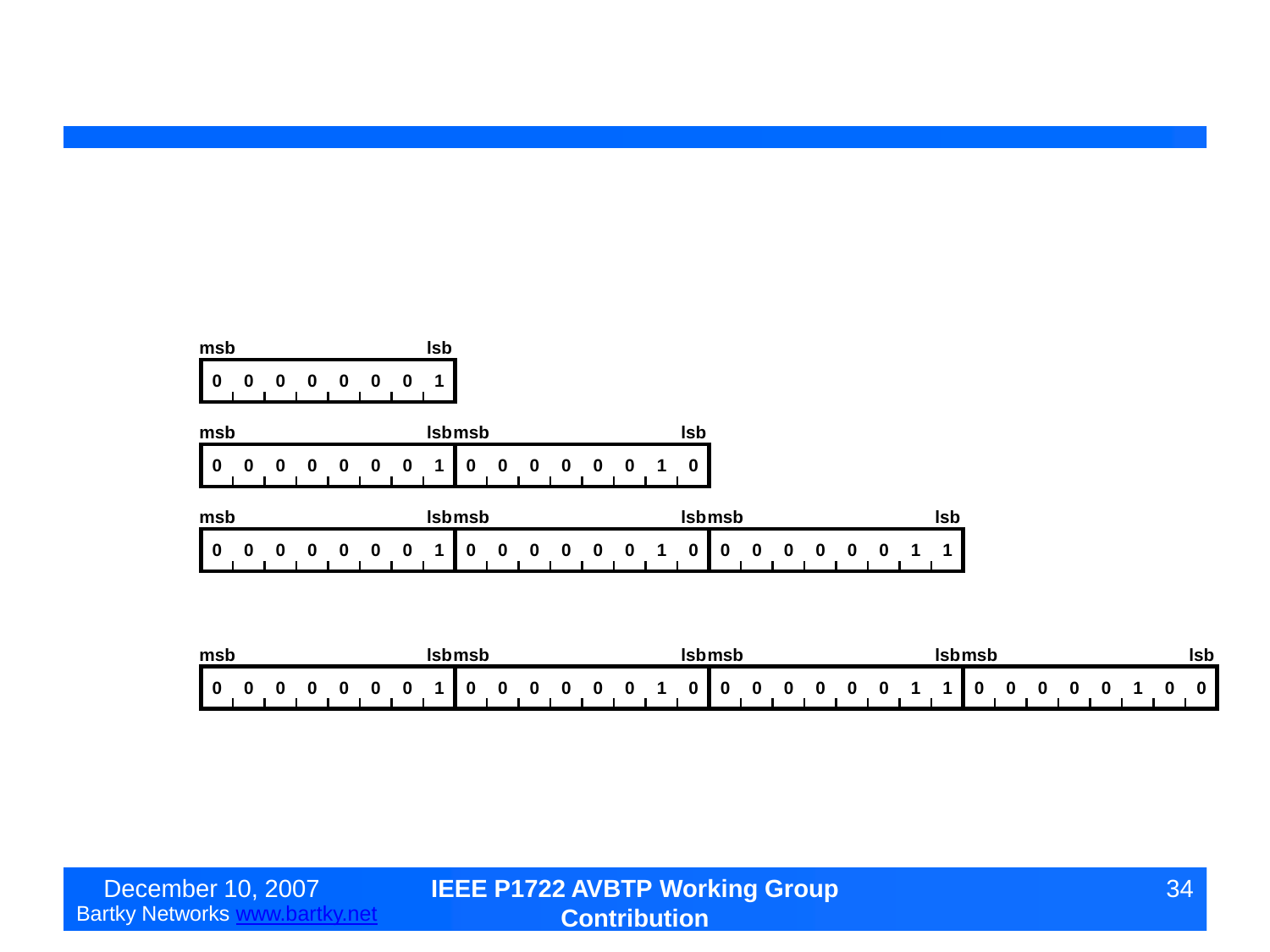| msb | | | | | | | lsb |
|---|---|---|---|---|---|---|---|
| 0 | 0 | 0 | 0 | 0 | 0 | 0 | 1 |

| msb | | | | | | | lsb | msb | | | | | | | lsb |
|---|---|---|---|---|---|---|---|---|---|---|---|---|---|---|---|
| 0 | 0 | 0 | 0 | 0 | 0 | 0 | 1 | 0 | 0 | 0 | 0 | 0 | 0 | 1 | 0 |

| msb | | | | | | | lsb | msb | | | | | | | lsb | msb | | | | | | | lsb |
|---|---|---|---|---|---|---|---|---|---|---|---|---|---|---|---|---|---|---|---|---|---|---|---|
| 0 | 0 | 0 | 0 | 0 | 0 | 0 | 1 | 0 | 0 | 0 | 0 | 0 | 0 | 1 | 0 | 0 | 0 | 0 | 0 | 0 | 0 | 1 | 1 |

| msb | | | | | | | lsb | msb | | | | | | | lsb | msb | | | | | | | lsb | msb | | | | | | | lsb |
|---|---|---|---|---|---|---|---|---|---|---|---|---|---|---|---|---|---|---|---|---|---|---|---|---|---|---|---|---|---|---|---|
| 0 | 0 | 0 | 0 | 0 | 0 | 0 | 1 | 0 | 0 | 0 | 0 | 0 | 0 | 1 | 0 | 0 | 0 | 0 | 0 | 0 | 0 | 1 | 1 | 0 | 0 | 0 | 0 | 0 | 1 | 0 | 0 |